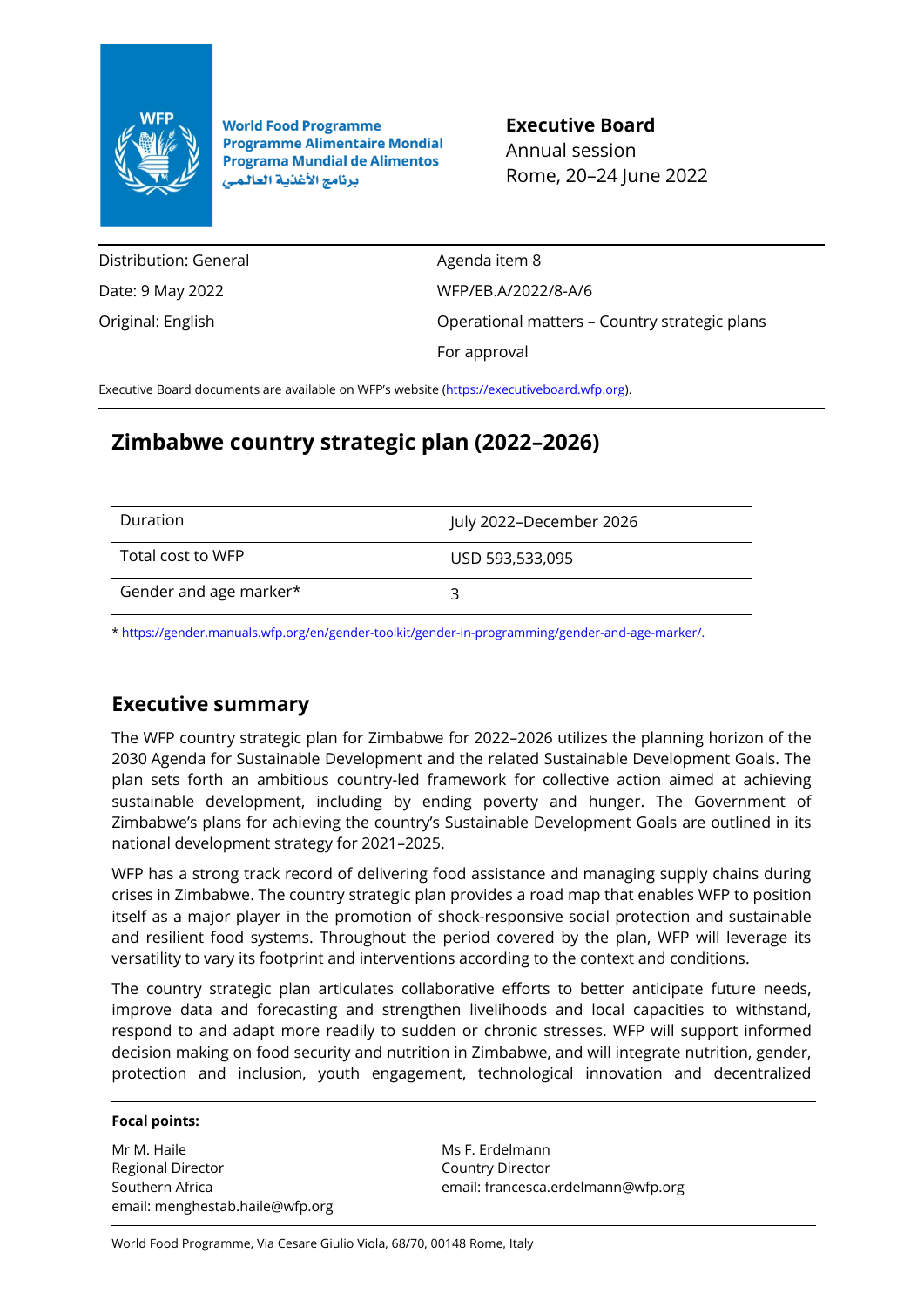World Food Programme
Programme Alimentaire Mondial
Programa Mundial de Alimentos
برنامج الأغذية العالمي

**Executive Board**
Annual session
Rome, 20–24 June 2022

| | |
|---|---|
| Distribution: General | Agenda item 8 |
| Date: 9 May 2022 | WFP/EB.A/2022/8-A/6 |
| Original: English | Operational matters – Country strategic plans |
| | For approval |

Executive Board documents are available on WFP's website (https://executiveboard.wfp.org).

# Zimbabwe country strategic plan (2022–2026)

| | |
|---|---|
| Duration | July 2022–December 2026 |
| Total cost to WFP | USD 593,533,095 |
| Gender and age marker* | 3 |

* https://gender.manuals.wfp.org/en/gender-toolkit/gender-in-programming/gender-and-age-marker/.

## Executive summary

The WFP country strategic plan for Zimbabwe for 2022–2026 utilizes the planning horizon of the 2030 Agenda for Sustainable Development and the related Sustainable Development Goals. The plan sets forth an ambitious country-led framework for collective action aimed at achieving sustainable development, including by ending poverty and hunger. The Government of Zimbabwe's plans for achieving the country's Sustainable Development Goals are outlined in its national development strategy for 2021–2025.

WFP has a strong track record of delivering food assistance and managing supply chains during crises in Zimbabwe. The country strategic plan provides a road map that enables WFP to position itself as a major player in the promotion of shock-responsive social protection and sustainable and resilient food systems. Throughout the period covered by the plan, WFP will leverage its versatility to vary its footprint and interventions according to the context and conditions.

The country strategic plan articulates collaborative efforts to better anticipate future needs, improve data and forecasting and strengthen livelihoods and local capacities to withstand, respond to and adapt more readily to sudden or chronic stresses. WFP will support informed decision making on food security and nutrition in Zimbabwe, and will integrate nutrition, gender, protection and inclusion, youth engagement, technological innovation and decentralized

**Focal points:**

Mr M. Haile
Regional Director
Southern Africa
email: menghestab.haile@wfp.org

Ms F. Erdelmann
Country Director
email: francesca.erdelmann@wfp.org

World Food Programme, Via Cesare Giulio Viola, 68/70, 00148 Rome, Italy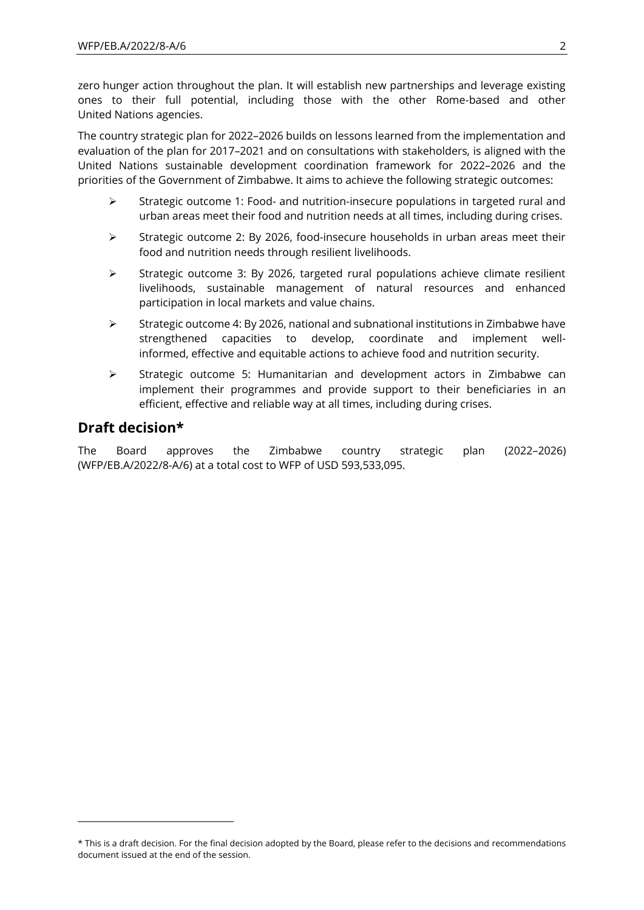zero hunger action throughout the plan. It will establish new partnerships and leverage existing ones to their full potential, including those with the other Rome-based and other United Nations agencies.

The country strategic plan for 2022–2026 builds on lessons learned from the implementation and evaluation of the plan for 2017–2021 and on consultations with stakeholders, is aligned with the United Nations sustainable development coordination framework for 2022–2026 and the priorities of the Government of Zimbabwe. It aims to achieve the following strategic outcomes:

- Strategic outcome 1: Food- and nutrition-insecure populations in targeted rural and urban areas meet their food and nutrition needs at all times, including during crises.
- Strategic outcome 2: By 2026, food-insecure households in urban areas meet their food and nutrition needs through resilient livelihoods.
- Strategic outcome 3: By 2026, targeted rural populations achieve climate resilient livelihoods, sustainable management of natural resources and enhanced participation in local markets and value chains.
- Strategic outcome 4: By 2026, national and subnational institutions in Zimbabwe have strengthened capacities to develop, coordinate and implement well-informed, effective and equitable actions to achieve food and nutrition security.
- Strategic outcome 5: Humanitarian and development actors in Zimbabwe can implement their programmes and provide support to their beneficiaries in an efficient, effective and reliable way at all times, including during crises.

## Draft decision*

The Board approves the Zimbabwe country strategic plan (2022–2026) (WFP/EB.A/2022/8-A/6) at a total cost to WFP of USD 593,533,095.

---

* This is a draft decision. For the final decision adopted by the Board, please refer to the decisions and recommendations document issued at the end of the session.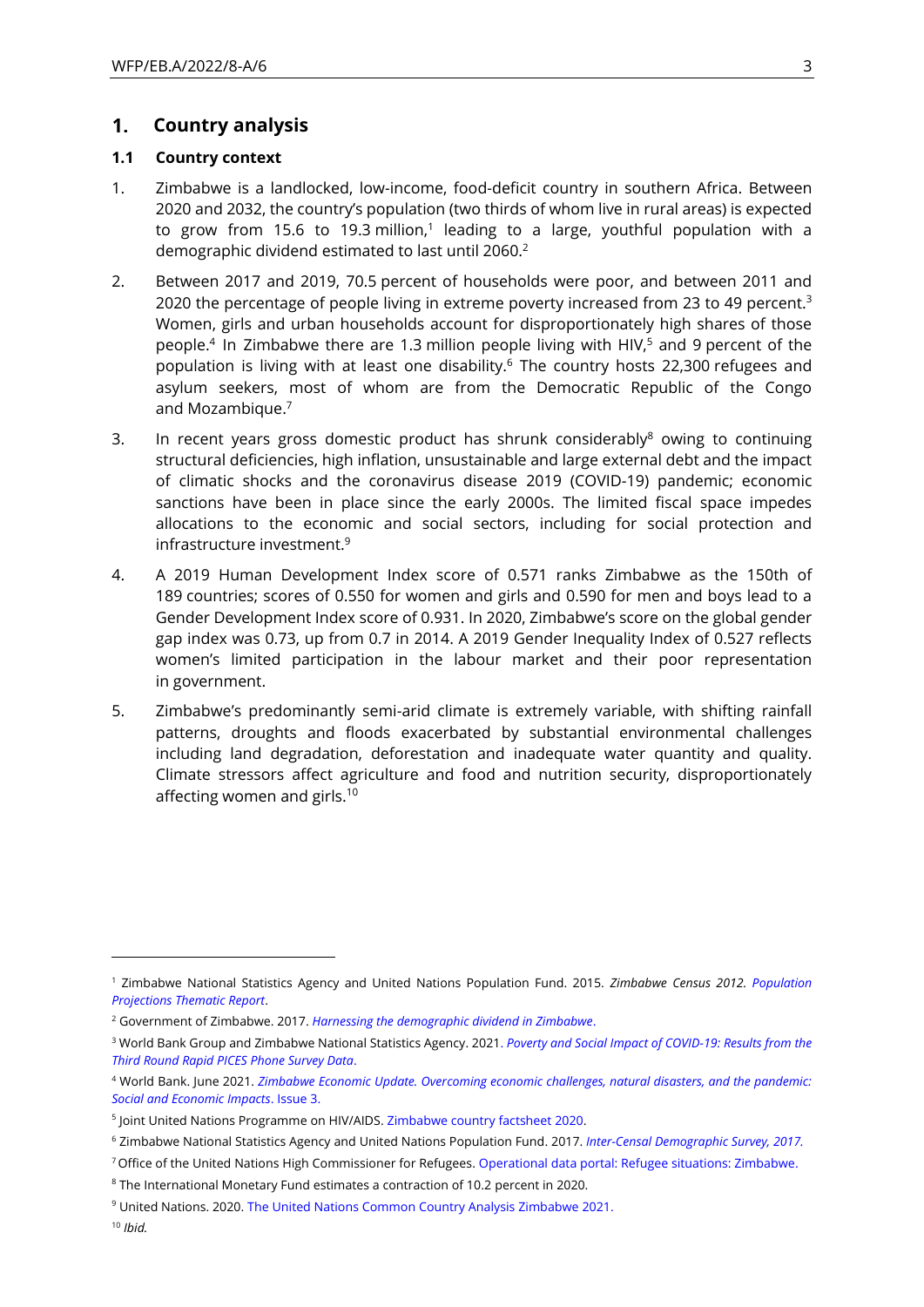# 1. Country analysis

## 1.1 Country context

1. Zimbabwe is a landlocked, low-income, food-deficit country in southern Africa. Between 2020 and 2032, the country's population (two thirds of whom live in rural areas) is expected to grow from 15.6 to 19.3 million,[1] leading to a large, youthful population with a demographic dividend estimated to last until 2060.[2]

2. Between 2017 and 2019, 70.5 percent of households were poor, and between 2011 and 2020 the percentage of people living in extreme poverty increased from 23 to 49 percent.[3] Women, girls and urban households account for disproportionately high shares of those people.[4] In Zimbabwe there are 1.3 million people living with HIV,[5] and 9 percent of the population is living with at least one disability.[6] The country hosts 22,300 refugees and asylum seekers, most of whom are from the Democratic Republic of the Congo and Mozambique.[7]

3. In recent years gross domestic product has shrunk considerably[8] owing to continuing structural deficiencies, high inflation, unsustainable and large external debt and the impact of climatic shocks and the coronavirus disease 2019 (COVID-19) pandemic; economic sanctions have been in place since the early 2000s. The limited fiscal space impedes allocations to the economic and social sectors, including for social protection and infrastructure investment.[9]

4. A 2019 Human Development Index score of 0.571 ranks Zimbabwe as the 150th of 189 countries; scores of 0.550 for women and girls and 0.590 for men and boys lead to a Gender Development Index score of 0.931. In 2020, Zimbabwe's score on the global gender gap index was 0.73, up from 0.7 in 2014. A 2019 Gender Inequality Index of 0.527 reflects women's limited participation in the labour market and their poor representation in government.

5. Zimbabwe's predominantly semi-arid climate is extremely variable, with shifting rainfall patterns, droughts and floods exacerbated by substantial environmental challenges including land degradation, deforestation and inadequate water quantity and quality. Climate stressors affect agriculture and food and nutrition security, disproportionately affecting women and girls.[10]

---

[1] Zimbabwe National Statistics Agency and United Nations Population Fund. 2015. *Zimbabwe Census 2012. Population Projections Thematic Report*.

[2] Government of Zimbabwe. 2017. *Harnessing the demographic dividend in Zimbabwe*.

[3] World Bank Group and Zimbabwe National Statistics Agency. 2021. *Poverty and Social Impact of COVID-19: Results from the Third Round Rapid PICES Phone Survey Data*.

[4] World Bank. June 2021. *Zimbabwe Economic Update. Overcoming economic challenges, natural disasters, and the pandemic: Social and Economic Impacts*. Issue 3.

[5] Joint United Nations Programme on HIV/AIDS. Zimbabwe country factsheet 2020.

[6] Zimbabwe National Statistics Agency and United Nations Population Fund. 2017. *Inter-Censal Demographic Survey, 2017.*

[7] Office of the United Nations High Commissioner for Refugees. Operational data portal: Refugee situations: Zimbabwe.

[8] The International Monetary Fund estimates a contraction of 10.2 percent in 2020.

[9] United Nations. 2020. The United Nations Common Country Analysis Zimbabwe 2021.

[10] *Ibid.*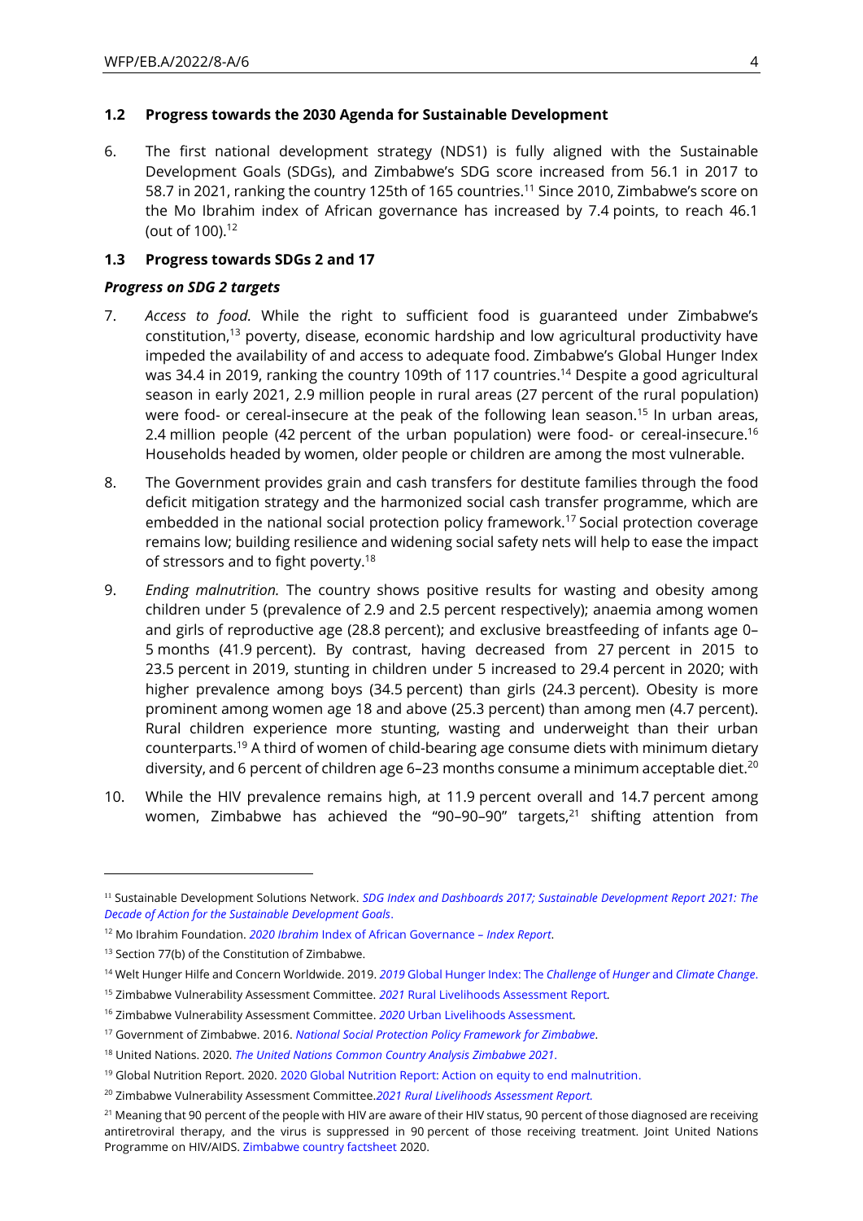### 1.2 Progress towards the 2030 Agenda for Sustainable Development

6. The first national development strategy (NDS1) is fully aligned with the Sustainable Development Goals (SDGs), and Zimbabwe's SDG score increased from 56.1 in 2017 to 58.7 in 2021, ranking the country 125th of 165 countries.[11] Since 2010, Zimbabwe's score on the Mo Ibrahim index of African governance has increased by 7.4 points, to reach 46.1 (out of 100).[12]

### 1.3 Progress towards SDGs 2 and 17

***Progress on SDG 2 targets***

7. *Access to food.* While the right to sufficient food is guaranteed under Zimbabwe's constitution,[13] poverty, disease, economic hardship and low agricultural productivity have impeded the availability of and access to adequate food. Zimbabwe's Global Hunger Index was 34.4 in 2019, ranking the country 109th of 117 countries.[14] Despite a good agricultural season in early 2021, 2.9 million people in rural areas (27 percent of the rural population) were food- or cereal-insecure at the peak of the following lean season.[15] In urban areas, 2.4 million people (42 percent of the urban population) were food- or cereal-insecure.[16] Households headed by women, older people or children are among the most vulnerable.

8. The Government provides grain and cash transfers for destitute families through the food deficit mitigation strategy and the harmonized social cash transfer programme, which are embedded in the national social protection policy framework.[17] Social protection coverage remains low; building resilience and widening social safety nets will help to ease the impact of stressors and to fight poverty.[18]

9. *Ending malnutrition.* The country shows positive results for wasting and obesity among children under 5 (prevalence of 2.9 and 2.5 percent respectively); anaemia among women and girls of reproductive age (28.8 percent); and exclusive breastfeeding of infants age 0–5 months (41.9 percent). By contrast, having decreased from 27 percent in 2015 to 23.5 percent in 2019, stunting in children under 5 increased to 29.4 percent in 2020; with higher prevalence among boys (34.5 percent) than girls (24.3 percent). Obesity is more prominent among women age 18 and above (25.3 percent) than among men (4.7 percent). Rural children experience more stunting, wasting and underweight than their urban counterparts.[19] A third of women of child-bearing age consume diets with minimum dietary diversity, and 6 percent of children age 6–23 months consume a minimum acceptable diet.[20]

10. While the HIV prevalence remains high, at 11.9 percent overall and 14.7 percent among women, Zimbabwe has achieved the "90–90–90" targets,[21] shifting attention from

---

[11] Sustainable Development Solutions Network. *SDG Index and Dashboards 2017; Sustainable Development Report 2021: The Decade of Action for the Sustainable Development Goals*.

[12] Mo Ibrahim Foundation. *2020 Ibrahim* Index of African Governance – *Index Report*.

[13] Section 77(b) of the Constitution of Zimbabwe.

[14] Welt Hunger Hilfe and Concern Worldwide. 2019. *2019* Global Hunger Index: The *Challenge* of *Hunger* and *Climate Change*.

[15] Zimbabwe Vulnerability Assessment Committee. *2021* Rural Livelihoods Assessment Report.

[16] Zimbabwe Vulnerability Assessment Committee. *2020* Urban Livelihoods Assessment.

[17] Government of Zimbabwe. 2016. *National Social Protection Policy Framework for Zimbabwe*.

[18] United Nations. 2020. *The United Nations Common Country Analysis Zimbabwe 2021*.

[19] Global Nutrition Report. 2020. 2020 Global Nutrition Report: Action on equity to end malnutrition.

[20] Zimbabwe Vulnerability Assessment Committee.*2021 Rural Livelihoods Assessment Report.*

[21] Meaning that 90 percent of the people with HIV are aware of their HIV status, 90 percent of those diagnosed are receiving antiretroviral therapy, and the virus is suppressed in 90 percent of those receiving treatment. Joint United Nations Programme on HIV/AIDS. Zimbabwe country factsheet 2020.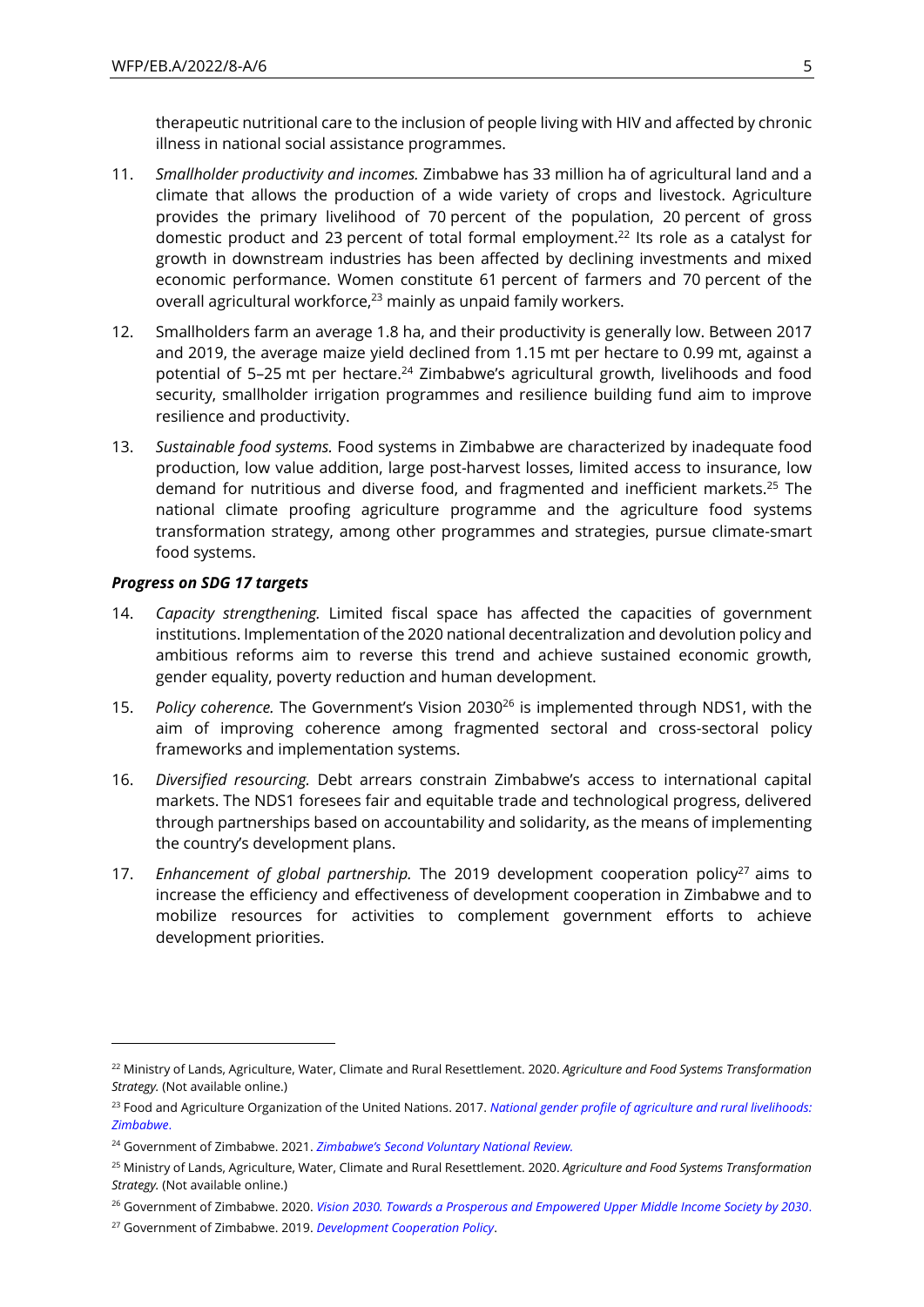therapeutic nutritional care to the inclusion of people living with HIV and affected by chronic illness in national social assistance programmes.

11. *Smallholder productivity and incomes.* Zimbabwe has 33 million ha of agricultural land and a climate that allows the production of a wide variety of crops and livestock. Agriculture provides the primary livelihood of 70 percent of the population, 20 percent of gross domestic product and 23 percent of total formal employment.[22] Its role as a catalyst for growth in downstream industries has been affected by declining investments and mixed economic performance. Women constitute 61 percent of farmers and 70 percent of the overall agricultural workforce,[23] mainly as unpaid family workers.

12. Smallholders farm an average 1.8 ha, and their productivity is generally low. Between 2017 and 2019, the average maize yield declined from 1.15 mt per hectare to 0.99 mt, against a potential of 5–25 mt per hectare.[24] Zimbabwe's agricultural growth, livelihoods and food security, smallholder irrigation programmes and resilience building fund aim to improve resilience and productivity.

13. *Sustainable food systems.* Food systems in Zimbabwe are characterized by inadequate food production, low value addition, large post-harvest losses, limited access to insurance, low demand for nutritious and diverse food, and fragmented and inefficient markets.[25] The national climate proofing agriculture programme and the agriculture food systems transformation strategy, among other programmes and strategies, pursue climate-smart food systems.

***Progress on SDG 17 targets***

14. *Capacity strengthening.* Limited fiscal space has affected the capacities of government institutions. Implementation of the 2020 national decentralization and devolution policy and ambitious reforms aim to reverse this trend and achieve sustained economic growth, gender equality, poverty reduction and human development.

15. *Policy coherence.* The Government's Vision 2030[26] is implemented through NDS1, with the aim of improving coherence among fragmented sectoral and cross-sectoral policy frameworks and implementation systems.

16. *Diversified resourcing.* Debt arrears constrain Zimbabwe's access to international capital markets. The NDS1 foresees fair and equitable trade and technological progress, delivered through partnerships based on accountability and solidarity, as the means of implementing the country's development plans.

17. *Enhancement of global partnership.* The 2019 development cooperation policy[27] aims to increase the efficiency and effectiveness of development cooperation in Zimbabwe and to mobilize resources for activities to complement government efforts to achieve development priorities.

---

[22] Ministry of Lands, Agriculture, Water, Climate and Rural Resettlement. 2020. *Agriculture and Food Systems Transformation Strategy.* (Not available online.)

[23] Food and Agriculture Organization of the United Nations. 2017. *National gender profile of agriculture and rural livelihoods: Zimbabwe*.

[24] Government of Zimbabwe. 2021. *Zimbabwe's Second Voluntary National Review.*

[25] Ministry of Lands, Agriculture, Water, Climate and Rural Resettlement. 2020. *Agriculture and Food Systems Transformation Strategy.* (Not available online.)

[26] Government of Zimbabwe. 2020. *Vision 2030. Towards a Prosperous and Empowered Upper Middle Income Society by 2030*.

[27] Government of Zimbabwe. 2019. *Development Cooperation Policy*.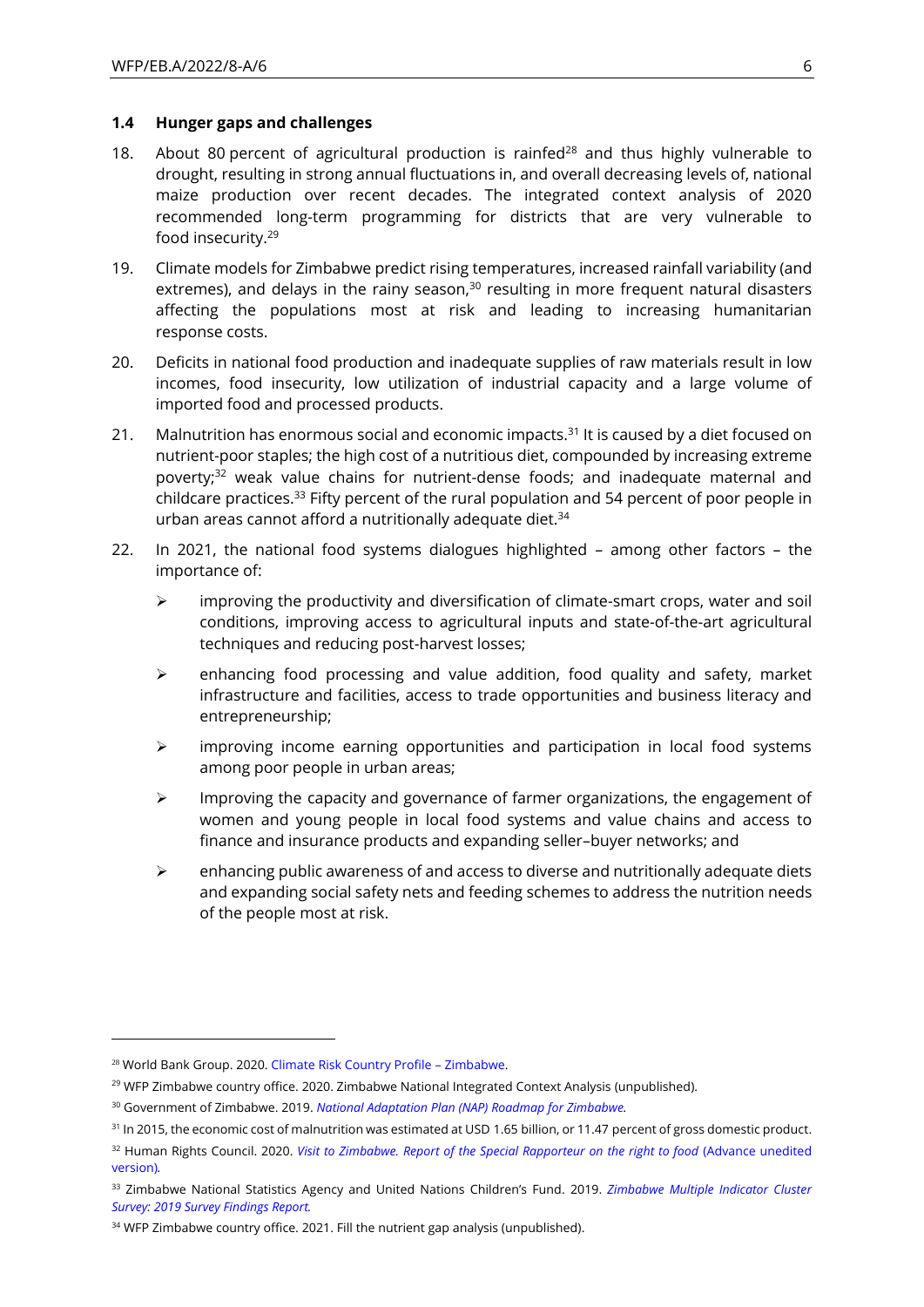### 1.4 Hunger gaps and challenges

18. About 80 percent of agricultural production is rainfed[28] and thus highly vulnerable to drought, resulting in strong annual fluctuations in, and overall decreasing levels of, national maize production over recent decades. The integrated context analysis of 2020 recommended long-term programming for districts that are very vulnerable to food insecurity.[29]

19. Climate models for Zimbabwe predict rising temperatures, increased rainfall variability (and extremes), and delays in the rainy season,[30] resulting in more frequent natural disasters affecting the populations most at risk and leading to increasing humanitarian response costs.

20. Deficits in national food production and inadequate supplies of raw materials result in low incomes, food insecurity, low utilization of industrial capacity and a large volume of imported food and processed products.

21. Malnutrition has enormous social and economic impacts.[31] It is caused by a diet focused on nutrient-poor staples; the high cost of a nutritious diet, compounded by increasing extreme poverty;[32] weak value chains for nutrient-dense foods; and inadequate maternal and childcare practices.[33] Fifty percent of the rural population and 54 percent of poor people in urban areas cannot afford a nutritionally adequate diet.[34]

22. In 2021, the national food systems dialogues highlighted – among other factors – the importance of:

   - improving the productivity and diversification of climate-smart crops, water and soil conditions, improving access to agricultural inputs and state-of-the-art agricultural techniques and reducing post-harvest losses;
   - enhancing food processing and value addition, food quality and safety, market infrastructure and facilities, access to trade opportunities and business literacy and entrepreneurship;
   - improving income earning opportunities and participation in local food systems among poor people in urban areas;
   - Improving the capacity and governance of farmer organizations, the engagement of women and young people in local food systems and value chains and access to finance and insurance products and expanding seller–buyer networks; and
   - enhancing public awareness of and access to diverse and nutritionally adequate diets and expanding social safety nets and feeding schemes to address the nutrition needs of the people most at risk.

---

[28] World Bank Group. 2020. Climate Risk Country Profile – Zimbabwe.

[29] WFP Zimbabwe country office. 2020. Zimbabwe National Integrated Context Analysis (unpublished).

[30] Government of Zimbabwe. 2019. *National Adaptation Plan (NAP) Roadmap for Zimbabwe.*

[31] In 2015, the economic cost of malnutrition was estimated at USD 1.65 billion, or 11.47 percent of gross domestic product.

[32] Human Rights Council. 2020. *Visit to Zimbabwe. Report of the Special Rapporteur on the right to food* (Advance unedited version)*.*

[33] Zimbabwe National Statistics Agency and United Nations Children's Fund. 2019. *Zimbabwe Multiple Indicator Cluster Survey: 2019 Survey Findings Report.*

[34] WFP Zimbabwe country office. 2021. Fill the nutrient gap analysis (unpublished).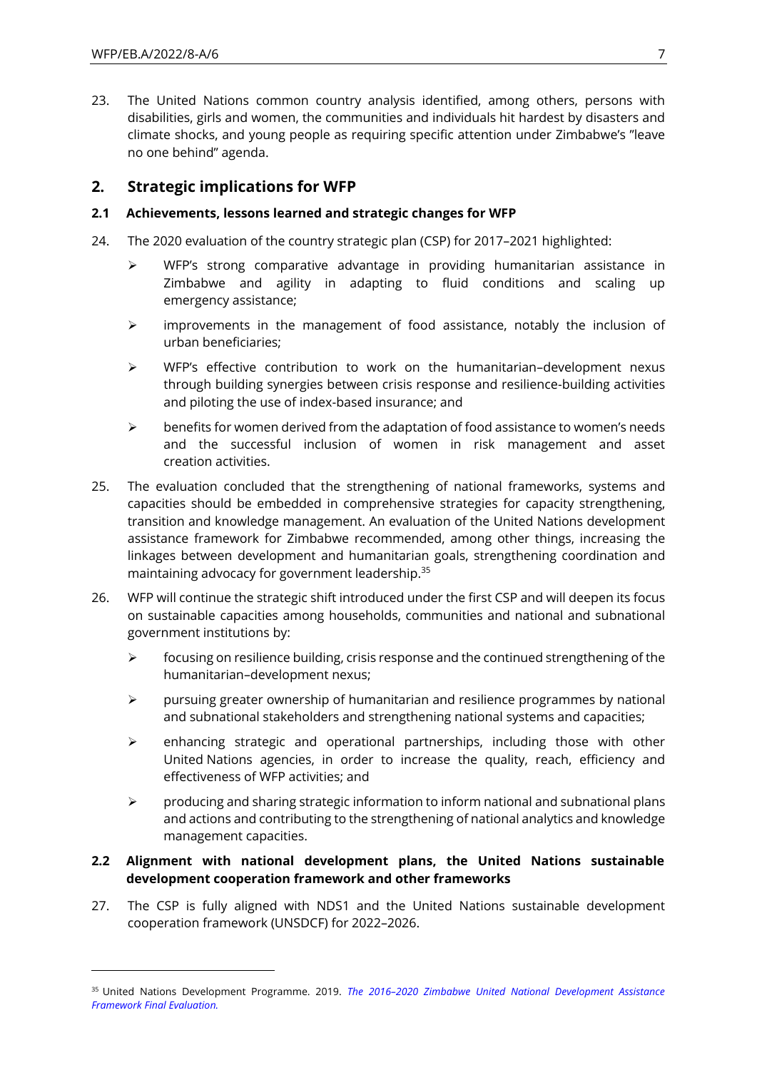23. The United Nations common country analysis identified, among others, persons with disabilities, girls and women, the communities and individuals hit hardest by disasters and climate shocks, and young people as requiring specific attention under Zimbabwe's "leave no one behind" agenda.

## 2. Strategic implications for WFP

### 2.1 Achievements, lessons learned and strategic changes for WFP

24. The 2020 evaluation of the country strategic plan (CSP) for 2017–2021 highlighted:

   - WFP's strong comparative advantage in providing humanitarian assistance in Zimbabwe and agility in adapting to fluid conditions and scaling up emergency assistance;
   - improvements in the management of food assistance, notably the inclusion of urban beneficiaries;
   - WFP's effective contribution to work on the humanitarian–development nexus through building synergies between crisis response and resilience-building activities and piloting the use of index-based insurance; and
   - benefits for women derived from the adaptation of food assistance to women's needs and the successful inclusion of women in risk management and asset creation activities.

25. The evaluation concluded that the strengthening of national frameworks, systems and capacities should be embedded in comprehensive strategies for capacity strengthening, transition and knowledge management. An evaluation of the United Nations development assistance framework for Zimbabwe recommended, among other things, increasing the linkages between development and humanitarian goals, strengthening coordination and maintaining advocacy for government leadership.[35]

26. WFP will continue the strategic shift introduced under the first CSP and will deepen its focus on sustainable capacities among households, communities and national and subnational government institutions by:

   - focusing on resilience building, crisis response and the continued strengthening of the humanitarian–development nexus;
   - pursuing greater ownership of humanitarian and resilience programmes by national and subnational stakeholders and strengthening national systems and capacities;
   - enhancing strategic and operational partnerships, including those with other United Nations agencies, in order to increase the quality, reach, efficiency and effectiveness of WFP activities; and
   - producing and sharing strategic information to inform national and subnational plans and actions and contributing to the strengthening of national analytics and knowledge management capacities.

### 2.2 Alignment with national development plans, the United Nations sustainable development cooperation framework and other frameworks

27. The CSP is fully aligned with NDS1 and the United Nations sustainable development cooperation framework (UNSDCF) for 2022–2026.

---

[35] United Nations Development Programme. 2019. *The 2016–2020 Zimbabwe United National Development Assistance Framework Final Evaluation.*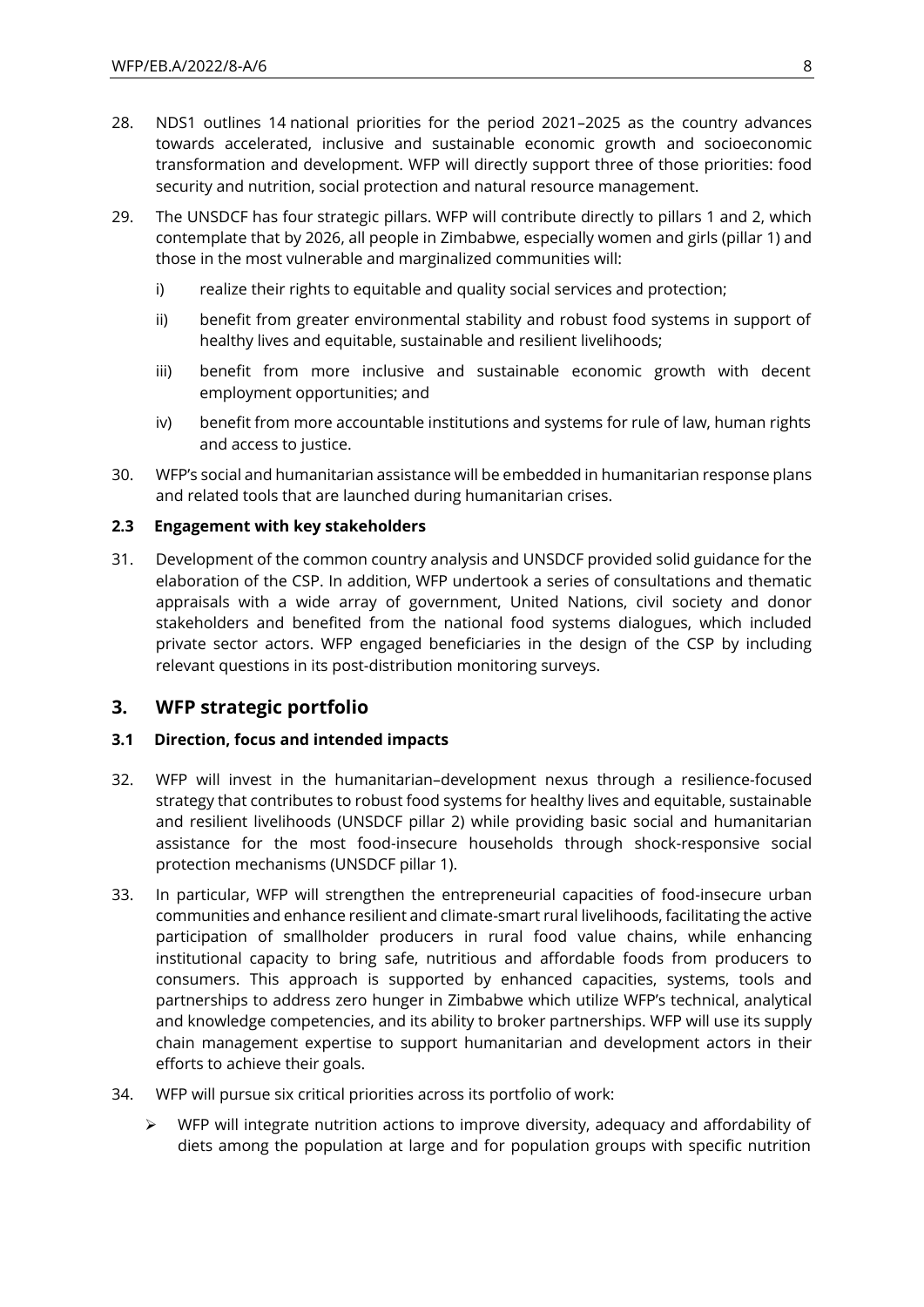28. NDS1 outlines 14 national priorities for the period 2021–2025 as the country advances towards accelerated, inclusive and sustainable economic growth and socioeconomic transformation and development. WFP will directly support three of those priorities: food security and nutrition, social protection and natural resource management.

29. The UNSDCF has four strategic pillars. WFP will contribute directly to pillars 1 and 2, which contemplate that by 2026, all people in Zimbabwe, especially women and girls (pillar 1) and those in the most vulnerable and marginalized communities will:

    i) realize their rights to equitable and quality social services and protection;

    ii) benefit from greater environmental stability and robust food systems in support of healthy lives and equitable, sustainable and resilient livelihoods;

    iii) benefit from more inclusive and sustainable economic growth with decent employment opportunities; and

    iv) benefit from more accountable institutions and systems for rule of law, human rights and access to justice.

30. WFP's social and humanitarian assistance will be embedded in humanitarian response plans and related tools that are launched during humanitarian crises.

### 2.3 Engagement with key stakeholders

31. Development of the common country analysis and UNSDCF provided solid guidance for the elaboration of the CSP. In addition, WFP undertook a series of consultations and thematic appraisals with a wide array of government, United Nations, civil society and donor stakeholders and benefited from the national food systems dialogues, which included private sector actors. WFP engaged beneficiaries in the design of the CSP by including relevant questions in its post-distribution monitoring surveys.

## 3. WFP strategic portfolio

### 3.1 Direction, focus and intended impacts

32. WFP will invest in the humanitarian–development nexus through a resilience-focused strategy that contributes to robust food systems for healthy lives and equitable, sustainable and resilient livelihoods (UNSDCF pillar 2) while providing basic social and humanitarian assistance for the most food-insecure households through shock-responsive social protection mechanisms (UNSDCF pillar 1).

33. In particular, WFP will strengthen the entrepreneurial capacities of food-insecure urban communities and enhance resilient and climate-smart rural livelihoods, facilitating the active participation of smallholder producers in rural food value chains, while enhancing institutional capacity to bring safe, nutritious and affordable foods from producers to consumers. This approach is supported by enhanced capacities, systems, tools and partnerships to address zero hunger in Zimbabwe which utilize WFP's technical, analytical and knowledge competencies, and its ability to broker partnerships. WFP will use its supply chain management expertise to support humanitarian and development actors in their efforts to achieve their goals.

34. WFP will pursue six critical priorities across its portfolio of work:

    - WFP will integrate nutrition actions to improve diversity, adequacy and affordability of diets among the population at large and for population groups with specific nutrition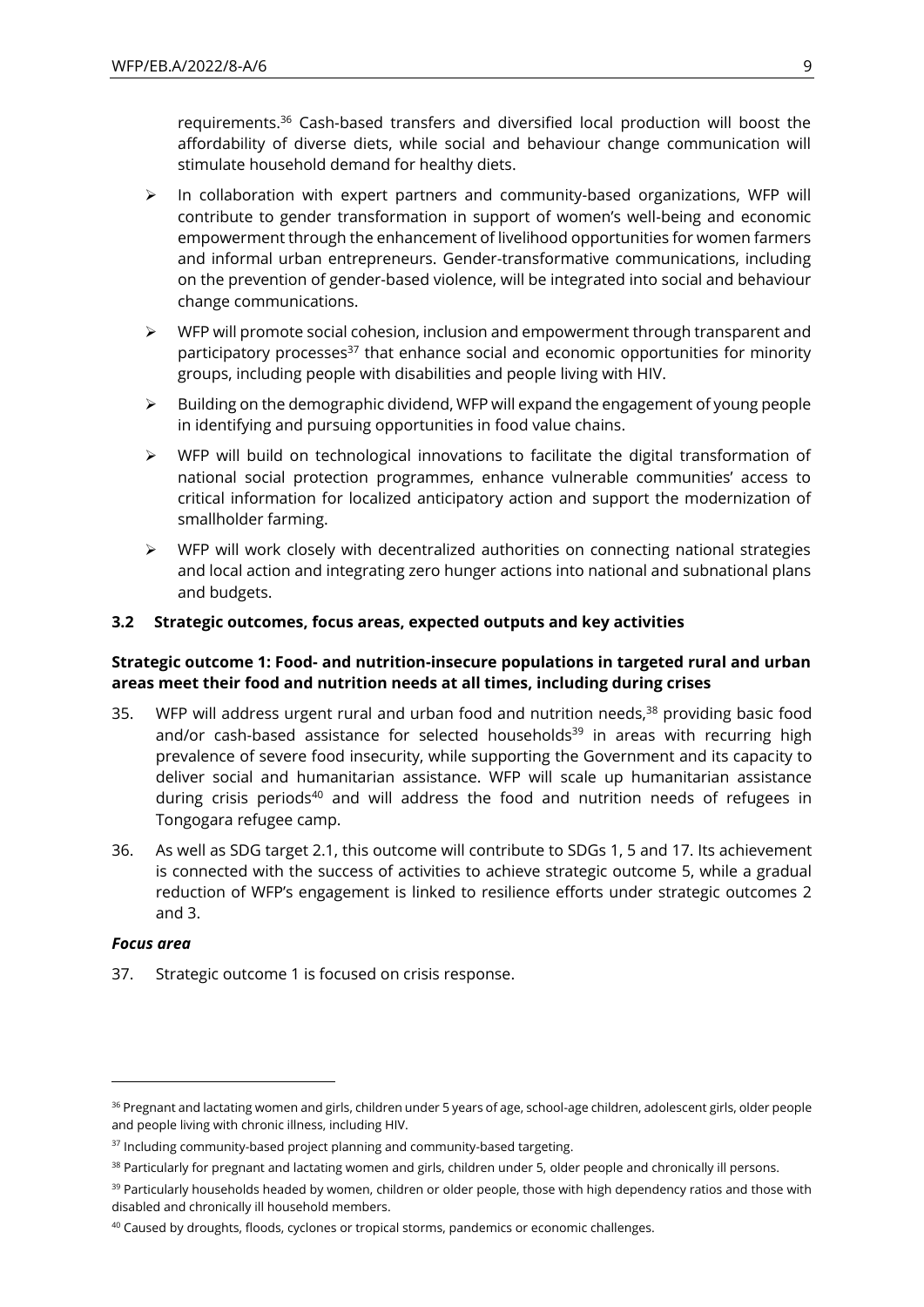requirements.[36] Cash-based transfers and diversified local production will boost the affordability of diverse diets, while social and behaviour change communication will stimulate household demand for healthy diets.

- In collaboration with expert partners and community-based organizations, WFP will contribute to gender transformation in support of women's well-being and economic empowerment through the enhancement of livelihood opportunities for women farmers and informal urban entrepreneurs. Gender-transformative communications, including on the prevention of gender-based violence, will be integrated into social and behaviour change communications.
- WFP will promote social cohesion, inclusion and empowerment through transparent and participatory processes[37] that enhance social and economic opportunities for minority groups, including people with disabilities and people living with HIV.
- Building on the demographic dividend, WFP will expand the engagement of young people in identifying and pursuing opportunities in food value chains.
- WFP will build on technological innovations to facilitate the digital transformation of national social protection programmes, enhance vulnerable communities' access to critical information for localized anticipatory action and support the modernization of smallholder farming.
- WFP will work closely with decentralized authorities on connecting national strategies and local action and integrating zero hunger actions into national and subnational plans and budgets.

### 3.2 Strategic outcomes, focus areas, expected outputs and key activities

**Strategic outcome 1: Food- and nutrition-insecure populations in targeted rural and urban areas meet their food and nutrition needs at all times, including during crises**

35. WFP will address urgent rural and urban food and nutrition needs,[38] providing basic food and/or cash-based assistance for selected households[39] in areas with recurring high prevalence of severe food insecurity, while supporting the Government and its capacity to deliver social and humanitarian assistance. WFP will scale up humanitarian assistance during crisis periods[40] and will address the food and nutrition needs of refugees in Tongogara refugee camp.

36. As well as SDG target 2.1, this outcome will contribute to SDGs 1, 5 and 17. Its achievement is connected with the success of activities to achieve strategic outcome 5, while a gradual reduction of WFP's engagement is linked to resilience efforts under strategic outcomes 2 and 3.

***Focus area***

37. Strategic outcome 1 is focused on crisis response.

---

[36] Pregnant and lactating women and girls, children under 5 years of age, school-age children, adolescent girls, older people and people living with chronic illness, including HIV.

[37] Including community-based project planning and community-based targeting.

[38] Particularly for pregnant and lactating women and girls, children under 5, older people and chronically ill persons.

[39] Particularly households headed by women, children or older people, those with high dependency ratios and those with disabled and chronically ill household members.

[40] Caused by droughts, floods, cyclones or tropical storms, pandemics or economic challenges.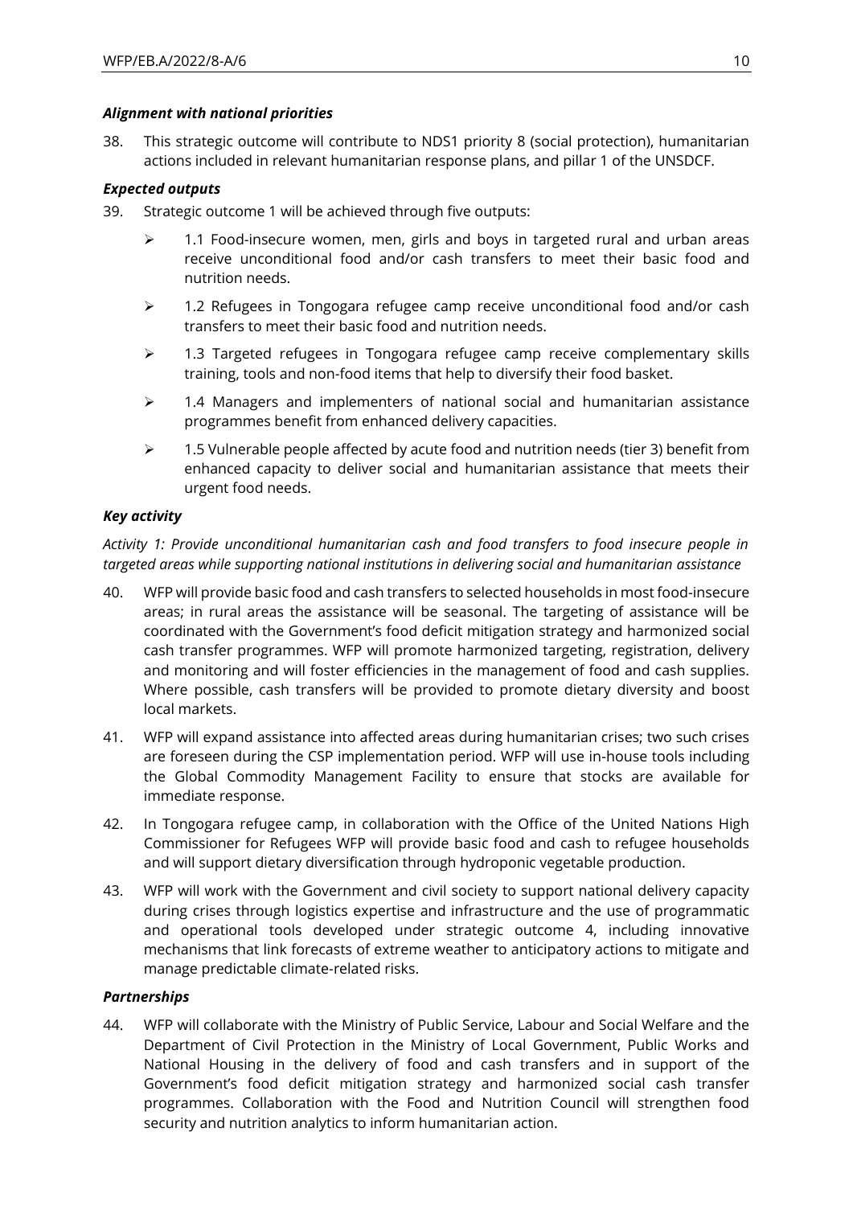***Alignment with national priorities***

38. This strategic outcome will contribute to NDS1 priority 8 (social protection), humanitarian actions included in relevant humanitarian response plans, and pillar 1 of the UNSDCF.

***Expected outputs***

39. Strategic outcome 1 will be achieved through five outputs:

   - 1.1 Food-insecure women, men, girls and boys in targeted rural and urban areas receive unconditional food and/or cash transfers to meet their basic food and nutrition needs.
   - 1.2 Refugees in Tongogara refugee camp receive unconditional food and/or cash transfers to meet their basic food and nutrition needs.
   - 1.3 Targeted refugees in Tongogara refugee camp receive complementary skills training, tools and non-food items that help to diversify their food basket.
   - 1.4 Managers and implementers of national social and humanitarian assistance programmes benefit from enhanced delivery capacities.
   - 1.5 Vulnerable people affected by acute food and nutrition needs (tier 3) benefit from enhanced capacity to deliver social and humanitarian assistance that meets their urgent food needs.

***Key activity***

*Activity 1: Provide unconditional humanitarian cash and food transfers to food insecure people in targeted areas while supporting national institutions in delivering social and humanitarian assistance*

40. WFP will provide basic food and cash transfers to selected households in most food-insecure areas; in rural areas the assistance will be seasonal. The targeting of assistance will be coordinated with the Government's food deficit mitigation strategy and harmonized social cash transfer programmes. WFP will promote harmonized targeting, registration, delivery and monitoring and will foster efficiencies in the management of food and cash supplies. Where possible, cash transfers will be provided to promote dietary diversity and boost local markets.

41. WFP will expand assistance into affected areas during humanitarian crises; two such crises are foreseen during the CSP implementation period. WFP will use in-house tools including the Global Commodity Management Facility to ensure that stocks are available for immediate response.

42. In Tongogara refugee camp, in collaboration with the Office of the United Nations High Commissioner for Refugees WFP will provide basic food and cash to refugee households and will support dietary diversification through hydroponic vegetable production.

43. WFP will work with the Government and civil society to support national delivery capacity during crises through logistics expertise and infrastructure and the use of programmatic and operational tools developed under strategic outcome 4, including innovative mechanisms that link forecasts of extreme weather to anticipatory actions to mitigate and manage predictable climate-related risks.

***Partnerships***

44. WFP will collaborate with the Ministry of Public Service, Labour and Social Welfare and the Department of Civil Protection in the Ministry of Local Government, Public Works and National Housing in the delivery of food and cash transfers and in support of the Government's food deficit mitigation strategy and harmonized social cash transfer programmes. Collaboration with the Food and Nutrition Council will strengthen food security and nutrition analytics to inform humanitarian action.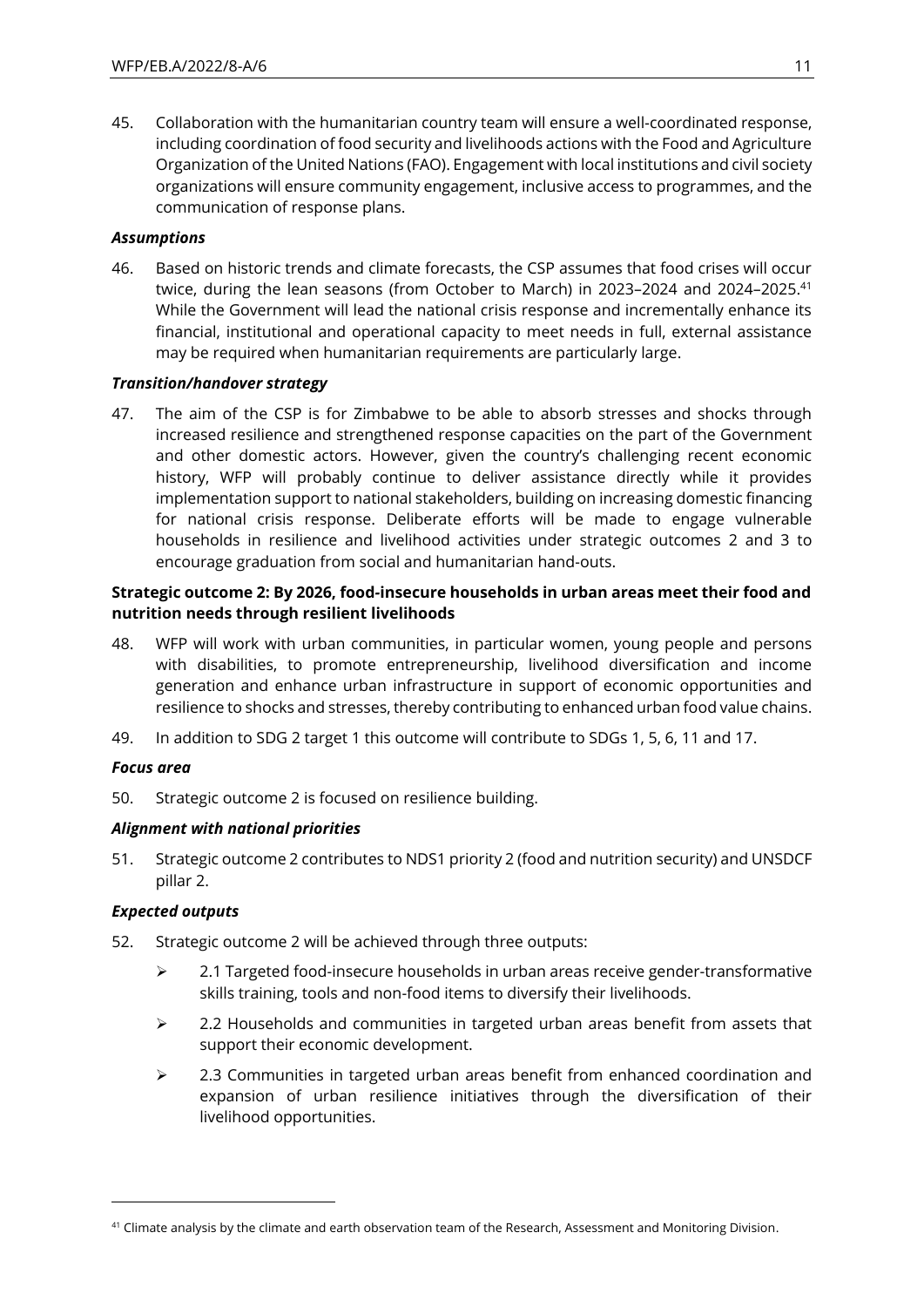45. Collaboration with the humanitarian country team will ensure a well-coordinated response, including coordination of food security and livelihoods actions with the Food and Agriculture Organization of the United Nations (FAO). Engagement with local institutions and civil society organizations will ensure community engagement, inclusive access to programmes, and the communication of response plans.

*Assumptions*

46. Based on historic trends and climate forecasts, the CSP assumes that food crises will occur twice, during the lean seasons (from October to March) in 2023–2024 and 2024–2025.[41] While the Government will lead the national crisis response and incrementally enhance its financial, institutional and operational capacity to meet needs in full, external assistance may be required when humanitarian requirements are particularly large.

*Transition/handover strategy*

47. The aim of the CSP is for Zimbabwe to be able to absorb stresses and shocks through increased resilience and strengthened response capacities on the part of the Government and other domestic actors. However, given the country's challenging recent economic history, WFP will probably continue to deliver assistance directly while it provides implementation support to national stakeholders, building on increasing domestic financing for national crisis response. Deliberate efforts will be made to engage vulnerable households in resilience and livelihood activities under strategic outcomes 2 and 3 to encourage graduation from social and humanitarian hand-outs.

**Strategic outcome 2: By 2026, food-insecure households in urban areas meet their food and nutrition needs through resilient livelihoods**

48. WFP will work with urban communities, in particular women, young people and persons with disabilities, to promote entrepreneurship, livelihood diversification and income generation and enhance urban infrastructure in support of economic opportunities and resilience to shocks and stresses, thereby contributing to enhanced urban food value chains.

49. In addition to SDG 2 target 1 this outcome will contribute to SDGs 1, 5, 6, 11 and 17.

*Focus area*

50. Strategic outcome 2 is focused on resilience building.

*Alignment with national priorities*

51. Strategic outcome 2 contributes to NDS1 priority 2 (food and nutrition security) and UNSDCF pillar 2.

*Expected outputs*

52. Strategic outcome 2 will be achieved through three outputs:

   - 2.1 Targeted food-insecure households in urban areas receive gender-transformative skills training, tools and non-food items to diversify their livelihoods.
   - 2.2 Households and communities in targeted urban areas benefit from assets that support their economic development.
   - 2.3 Communities in targeted urban areas benefit from enhanced coordination and expansion of urban resilience initiatives through the diversification of their livelihood opportunities.

---

[41] Climate analysis by the climate and earth observation team of the Research, Assessment and Monitoring Division.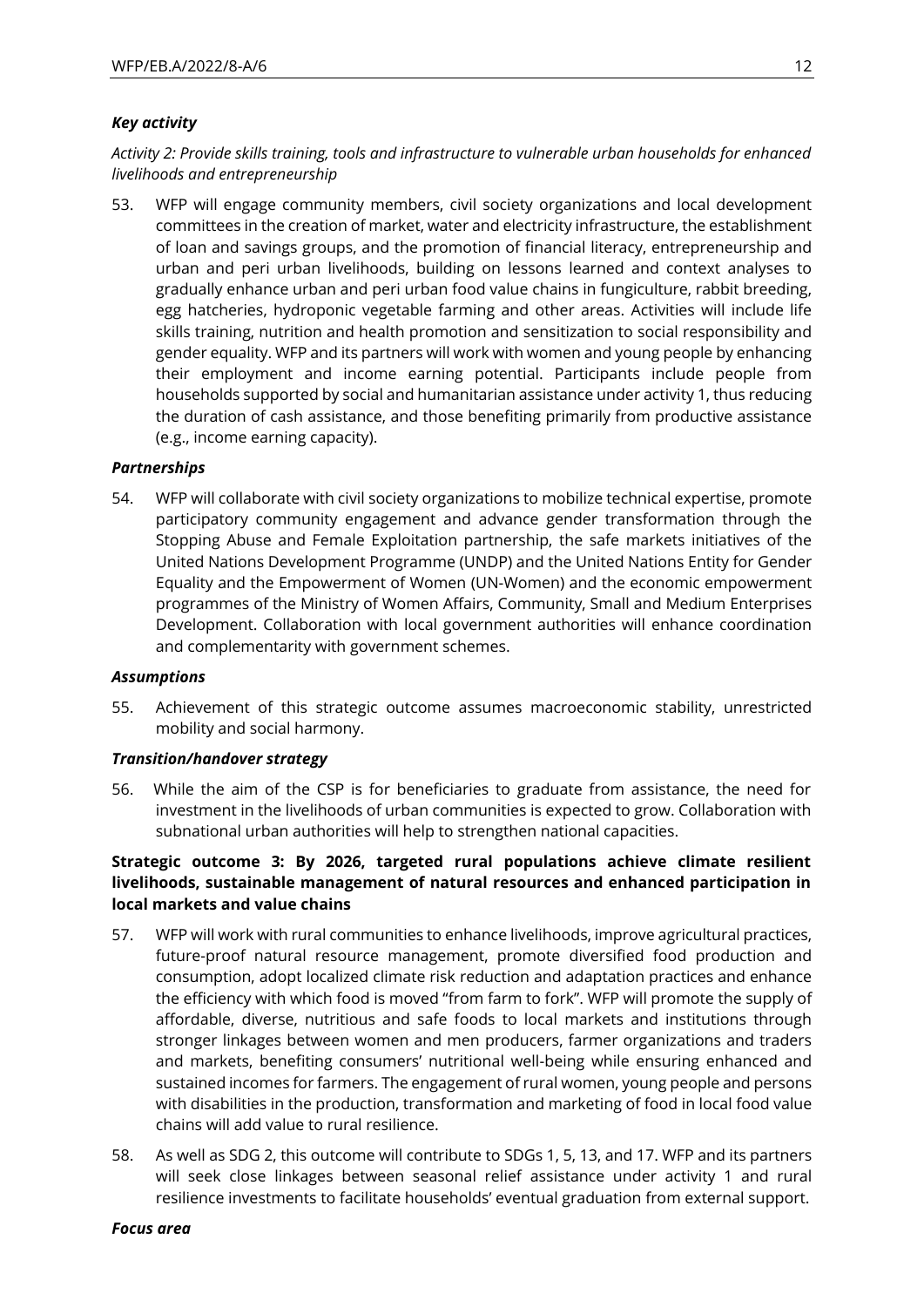*Key activity*

*Activity 2: Provide skills training, tools and infrastructure to vulnerable urban households for enhanced livelihoods and entrepreneurship*

53. WFP will engage community members, civil society organizations and local development committees in the creation of market, water and electricity infrastructure, the establishment of loan and savings groups, and the promotion of financial literacy, entrepreneurship and urban and peri urban livelihoods, building on lessons learned and context analyses to gradually enhance urban and peri urban food value chains in fungiculture, rabbit breeding, egg hatcheries, hydroponic vegetable farming and other areas. Activities will include life skills training, nutrition and health promotion and sensitization to social responsibility and gender equality. WFP and its partners will work with women and young people by enhancing their employment and income earning potential. Participants include people from households supported by social and humanitarian assistance under activity 1, thus reducing the duration of cash assistance, and those benefiting primarily from productive assistance (e.g., income earning capacity).

*Partnerships*

54. WFP will collaborate with civil society organizations to mobilize technical expertise, promote participatory community engagement and advance gender transformation through the Stopping Abuse and Female Exploitation partnership, the safe markets initiatives of the United Nations Development Programme (UNDP) and the United Nations Entity for Gender Equality and the Empowerment of Women (UN-Women) and the economic empowerment programmes of the Ministry of Women Affairs, Community, Small and Medium Enterprises Development. Collaboration with local government authorities will enhance coordination and complementarity with government schemes.

*Assumptions*

55. Achievement of this strategic outcome assumes macroeconomic stability, unrestricted mobility and social harmony.

*Transition/handover strategy*

56. While the aim of the CSP is for beneficiaries to graduate from assistance, the need for investment in the livelihoods of urban communities is expected to grow. Collaboration with subnational urban authorities will help to strengthen national capacities.

**Strategic outcome 3: By 2026, targeted rural populations achieve climate resilient livelihoods, sustainable management of natural resources and enhanced participation in local markets and value chains**

57. WFP will work with rural communities to enhance livelihoods, improve agricultural practices, future-proof natural resource management, promote diversified food production and consumption, adopt localized climate risk reduction and adaptation practices and enhance the efficiency with which food is moved "from farm to fork". WFP will promote the supply of affordable, diverse, nutritious and safe foods to local markets and institutions through stronger linkages between women and men producers, farmer organizations and traders and markets, benefiting consumers' nutritional well-being while ensuring enhanced and sustained incomes for farmers. The engagement of rural women, young people and persons with disabilities in the production, transformation and marketing of food in local food value chains will add value to rural resilience.

58. As well as SDG 2, this outcome will contribute to SDGs 1, 5, 13, and 17. WFP and its partners will seek close linkages between seasonal relief assistance under activity 1 and rural resilience investments to facilitate households' eventual graduation from external support.

***Focus area***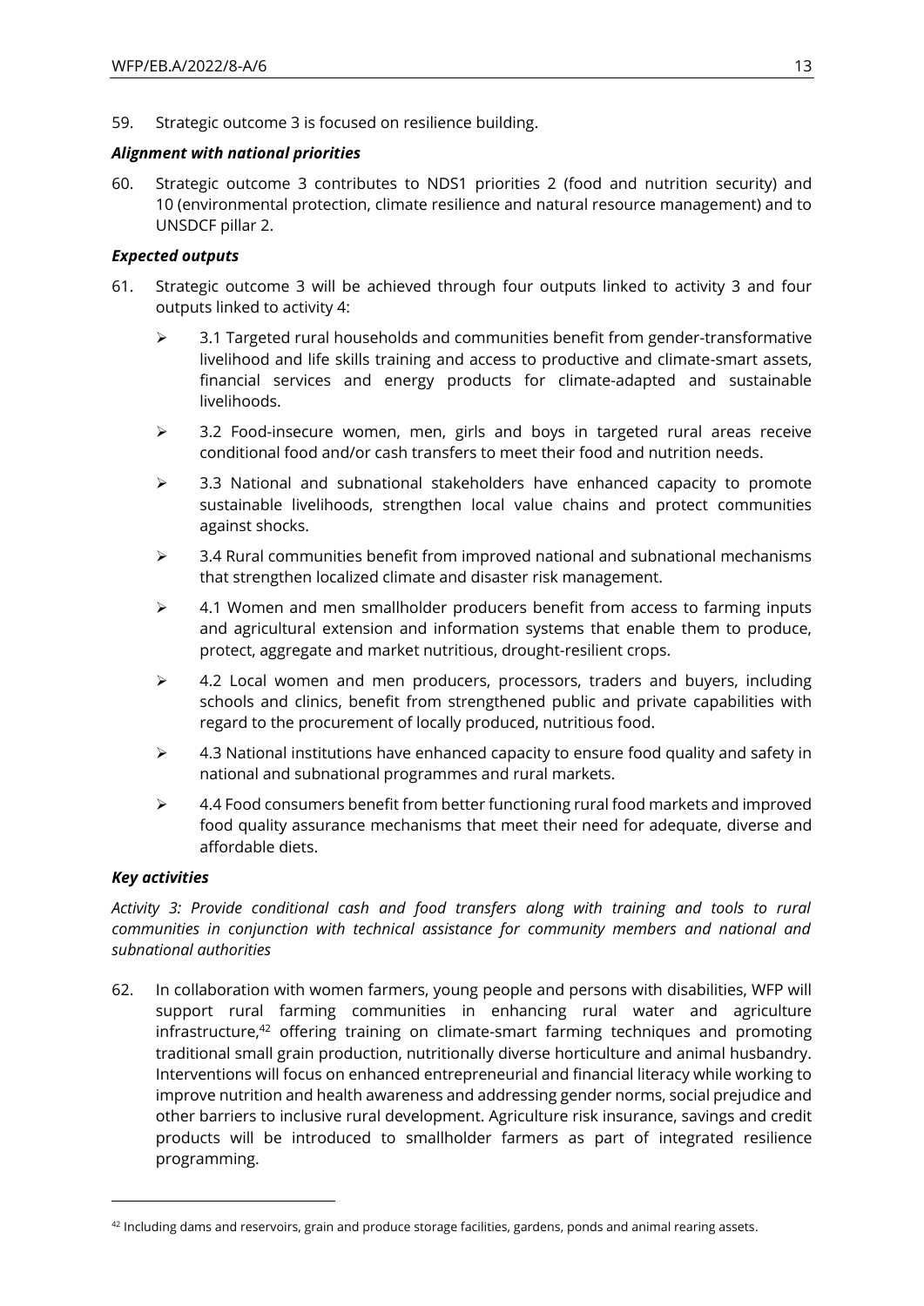59. Strategic outcome 3 is focused on resilience building.

***Alignment with national priorities***

60. Strategic outcome 3 contributes to NDS1 priorities 2 (food and nutrition security) and 10 (environmental protection, climate resilience and natural resource management) and to UNSDCF pillar 2.

***Expected outputs***

61. Strategic outcome 3 will be achieved through four outputs linked to activity 3 and four outputs linked to activity 4:

   - 3.1 Targeted rural households and communities benefit from gender-transformative livelihood and life skills training and access to productive and climate-smart assets, financial services and energy products for climate-adapted and sustainable livelihoods.
   - 3.2 Food-insecure women, men, girls and boys in targeted rural areas receive conditional food and/or cash transfers to meet their food and nutrition needs.
   - 3.3 National and subnational stakeholders have enhanced capacity to promote sustainable livelihoods, strengthen local value chains and protect communities against shocks.
   - 3.4 Rural communities benefit from improved national and subnational mechanisms that strengthen localized climate and disaster risk management.
   - 4.1 Women and men smallholder producers benefit from access to farming inputs and agricultural extension and information systems that enable them to produce, protect, aggregate and market nutritious, drought-resilient crops.
   - 4.2 Local women and men producers, processors, traders and buyers, including schools and clinics, benefit from strengthened public and private capabilities with regard to the procurement of locally produced, nutritious food.
   - 4.3 National institutions have enhanced capacity to ensure food quality and safety in national and subnational programmes and rural markets.
   - 4.4 Food consumers benefit from better functioning rural food markets and improved food quality assurance mechanisms that meet their need for adequate, diverse and affordable diets.

***Key activities***

*Activity 3: Provide conditional cash and food transfers along with training and tools to rural communities in conjunction with technical assistance for community members and national and subnational authorities*

62. In collaboration with women farmers, young people and persons with disabilities, WFP will support rural farming communities in enhancing rural water and agriculture infrastructure,[42] offering training on climate-smart farming techniques and promoting traditional small grain production, nutritionally diverse horticulture and animal husbandry. Interventions will focus on enhanced entrepreneurial and financial literacy while working to improve nutrition and health awareness and addressing gender norms, social prejudice and other barriers to inclusive rural development. Agriculture risk insurance, savings and credit products will be introduced to smallholder farmers as part of integrated resilience programming.

---

[42] Including dams and reservoirs, grain and produce storage facilities, gardens, ponds and animal rearing assets.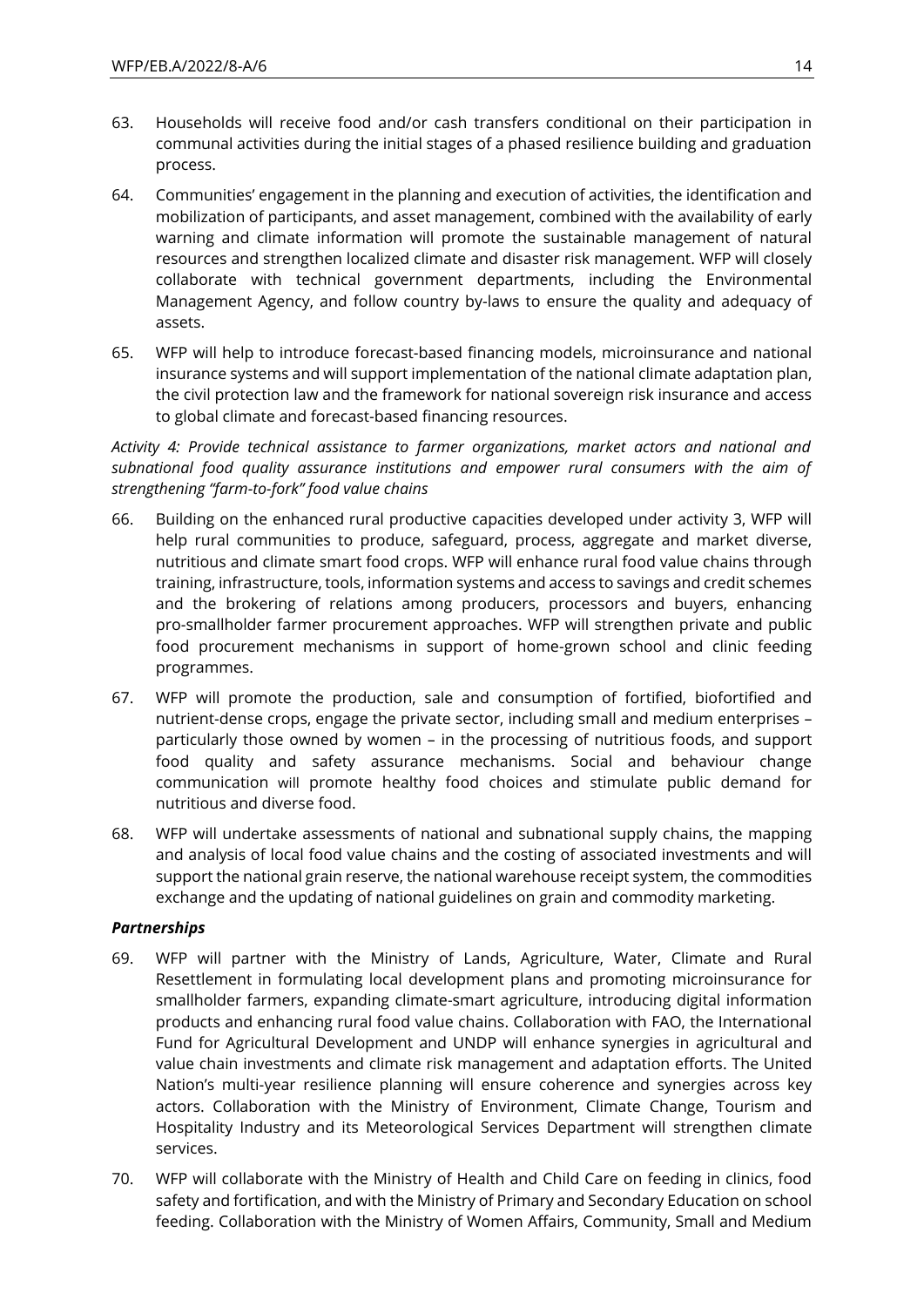63. Households will receive food and/or cash transfers conditional on their participation in communal activities during the initial stages of a phased resilience building and graduation process.

64. Communities' engagement in the planning and execution of activities, the identification and mobilization of participants, and asset management, combined with the availability of early warning and climate information will promote the sustainable management of natural resources and strengthen localized climate and disaster risk management. WFP will closely collaborate with technical government departments, including the Environmental Management Agency, and follow country by-laws to ensure the quality and adequacy of assets.

65. WFP will help to introduce forecast-based financing models, microinsurance and national insurance systems and will support implementation of the national climate adaptation plan, the civil protection law and the framework for national sovereign risk insurance and access to global climate and forecast-based financing resources.

*Activity 4: Provide technical assistance to farmer organizations, market actors and national and subnational food quality assurance institutions and empower rural consumers with the aim of strengthening "farm-to-fork" food value chains*

66. Building on the enhanced rural productive capacities developed under activity 3, WFP will help rural communities to produce, safeguard, process, aggregate and market diverse, nutritious and climate smart food crops. WFP will enhance rural food value chains through training, infrastructure, tools, information systems and access to savings and credit schemes and the brokering of relations among producers, processors and buyers, enhancing pro-smallholder farmer procurement approaches. WFP will strengthen private and public food procurement mechanisms in support of home-grown school and clinic feeding programmes.

67. WFP will promote the production, sale and consumption of fortified, biofortified and nutrient-dense crops, engage the private sector, including small and medium enterprises – particularly those owned by women – in the processing of nutritious foods, and support food quality and safety assurance mechanisms. Social and behaviour change communication will promote healthy food choices and stimulate public demand for nutritious and diverse food.

68. WFP will undertake assessments of national and subnational supply chains, the mapping and analysis of local food value chains and the costing of associated investments and will support the national grain reserve, the national warehouse receipt system, the commodities exchange and the updating of national guidelines on grain and commodity marketing.

***Partnerships***

69. WFP will partner with the Ministry of Lands, Agriculture, Water, Climate and Rural Resettlement in formulating local development plans and promoting microinsurance for smallholder farmers, expanding climate-smart agriculture, introducing digital information products and enhancing rural food value chains. Collaboration with FAO, the International Fund for Agricultural Development and UNDP will enhance synergies in agricultural and value chain investments and climate risk management and adaptation efforts. The United Nation's multi-year resilience planning will ensure coherence and synergies across key actors. Collaboration with the Ministry of Environment, Climate Change, Tourism and Hospitality Industry and its Meteorological Services Department will strengthen climate services.

70. WFP will collaborate with the Ministry of Health and Child Care on feeding in clinics, food safety and fortification, and with the Ministry of Primary and Secondary Education on school feeding. Collaboration with the Ministry of Women Affairs, Community, Small and Medium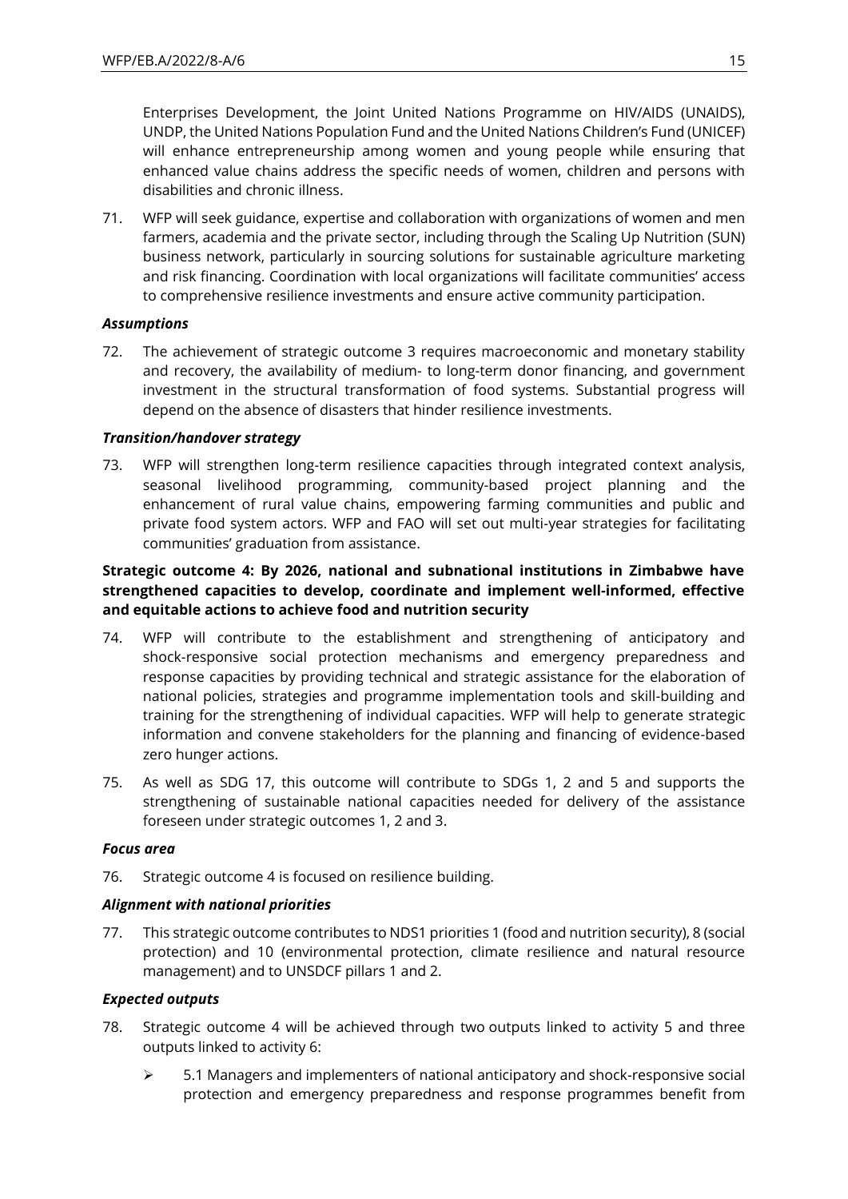Enterprises Development, the Joint United Nations Programme on HIV/AIDS (UNAIDS), UNDP, the United Nations Population Fund and the United Nations Children's Fund (UNICEF) will enhance entrepreneurship among women and young people while ensuring that enhanced value chains address the specific needs of women, children and persons with disabilities and chronic illness.

71. WFP will seek guidance, expertise and collaboration with organizations of women and men farmers, academia and the private sector, including through the Scaling Up Nutrition (SUN) business network, particularly in sourcing solutions for sustainable agriculture marketing and risk financing. Coordination with local organizations will facilitate communities' access to comprehensive resilience investments and ensure active community participation.

***Assumptions***

72. The achievement of strategic outcome 3 requires macroeconomic and monetary stability and recovery, the availability of medium- to long-term donor financing, and government investment in the structural transformation of food systems. Substantial progress will depend on the absence of disasters that hinder resilience investments.

***Transition/handover strategy***

73. WFP will strengthen long-term resilience capacities through integrated context analysis, seasonal livelihood programming, community-based project planning and the enhancement of rural value chains, empowering farming communities and public and private food system actors. WFP and FAO will set out multi-year strategies for facilitating communities' graduation from assistance.

**Strategic outcome 4: By 2026, national and subnational institutions in Zimbabwe have strengthened capacities to develop, coordinate and implement well-informed, effective and equitable actions to achieve food and nutrition security**

74. WFP will contribute to the establishment and strengthening of anticipatory and shock-responsive social protection mechanisms and emergency preparedness and response capacities by providing technical and strategic assistance for the elaboration of national policies, strategies and programme implementation tools and skill-building and training for the strengthening of individual capacities. WFP will help to generate strategic information and convene stakeholders for the planning and financing of evidence-based zero hunger actions.

75. As well as SDG 17, this outcome will contribute to SDGs 1, 2 and 5 and supports the strengthening of sustainable national capacities needed for delivery of the assistance foreseen under strategic outcomes 1, 2 and 3.

***Focus area***

76. Strategic outcome 4 is focused on resilience building.

***Alignment with national priorities***

77. This strategic outcome contributes to NDS1 priorities 1 (food and nutrition security), 8 (social protection) and 10 (environmental protection, climate resilience and natural resource management) and to UNSDCF pillars 1 and 2.

***Expected outputs***

78. Strategic outcome 4 will be achieved through two outputs linked to activity 5 and three outputs linked to activity 6:

- 5.1 Managers and implementers of national anticipatory and shock-responsive social protection and emergency preparedness and response programmes benefit from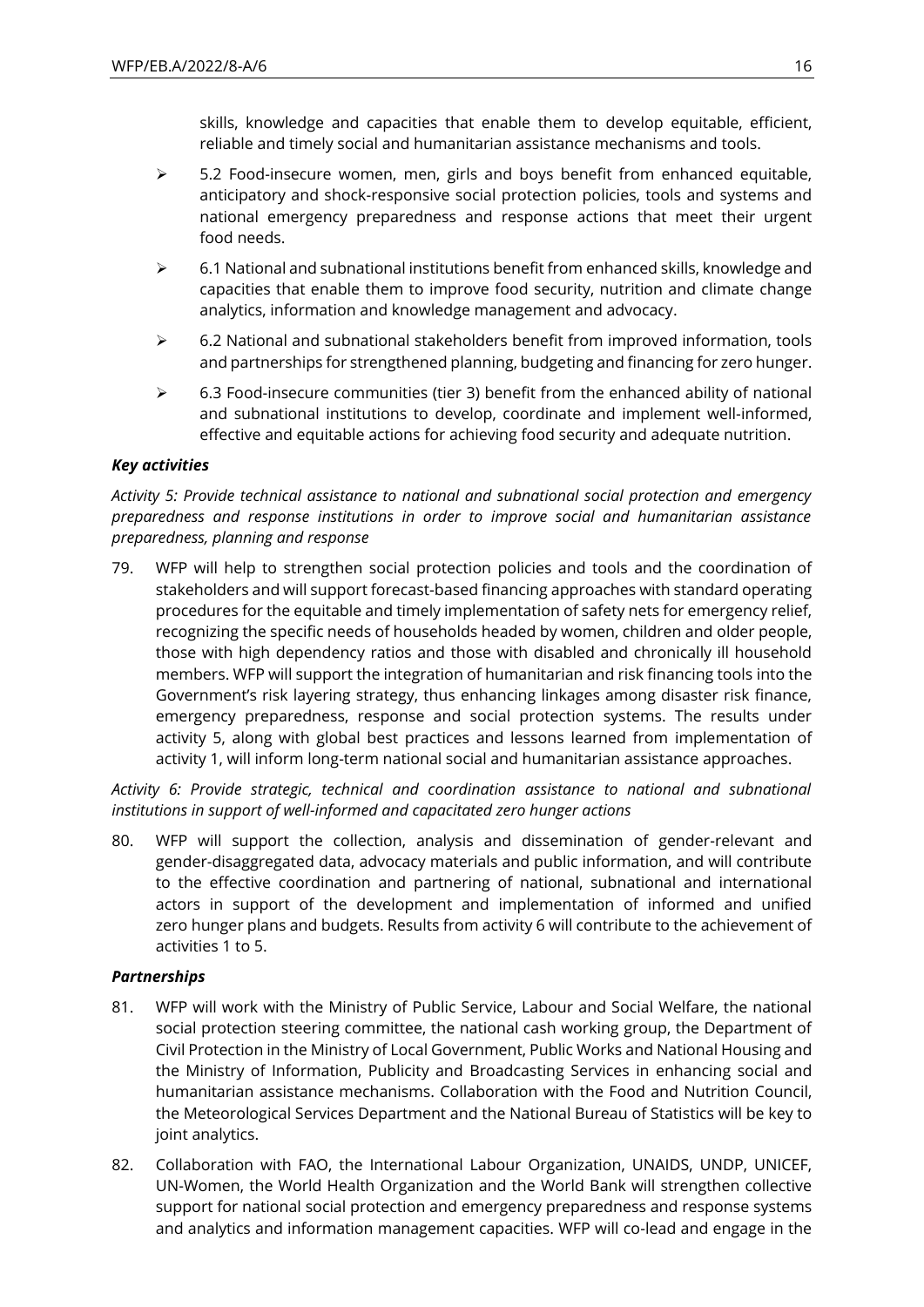skills, knowledge and capacities that enable them to develop equitable, efficient, reliable and timely social and humanitarian assistance mechanisms and tools.

- 5.2 Food-insecure women, men, girls and boys benefit from enhanced equitable, anticipatory and shock-responsive social protection policies, tools and systems and national emergency preparedness and response actions that meet their urgent food needs.
- 6.1 National and subnational institutions benefit from enhanced skills, knowledge and capacities that enable them to improve food security, nutrition and climate change analytics, information and knowledge management and advocacy.
- 6.2 National and subnational stakeholders benefit from improved information, tools and partnerships for strengthened planning, budgeting and financing for zero hunger.
- 6.3 Food-insecure communities (tier 3) benefit from the enhanced ability of national and subnational institutions to develop, coordinate and implement well-informed, effective and equitable actions for achieving food security and adequate nutrition.

***Key activities***

*Activity 5: Provide technical assistance to national and subnational social protection and emergency preparedness and response institutions in order to improve social and humanitarian assistance preparedness, planning and response*

79. WFP will help to strengthen social protection policies and tools and the coordination of stakeholders and will support forecast-based financing approaches with standard operating procedures for the equitable and timely implementation of safety nets for emergency relief, recognizing the specific needs of households headed by women, children and older people, those with high dependency ratios and those with disabled and chronically ill household members. WFP will support the integration of humanitarian and risk financing tools into the Government's risk layering strategy, thus enhancing linkages among disaster risk finance, emergency preparedness, response and social protection systems. The results under activity 5, along with global best practices and lessons learned from implementation of activity 1, will inform long-term national social and humanitarian assistance approaches.

*Activity 6: Provide strategic, technical and coordination assistance to national and subnational institutions in support of well-informed and capacitated zero hunger actions*

80. WFP will support the collection, analysis and dissemination of gender-relevant and gender-disaggregated data, advocacy materials and public information, and will contribute to the effective coordination and partnering of national, subnational and international actors in support of the development and implementation of informed and unified zero hunger plans and budgets. Results from activity 6 will contribute to the achievement of activities 1 to 5.

***Partnerships***

81. WFP will work with the Ministry of Public Service, Labour and Social Welfare, the national social protection steering committee, the national cash working group, the Department of Civil Protection in the Ministry of Local Government, Public Works and National Housing and the Ministry of Information, Publicity and Broadcasting Services in enhancing social and humanitarian assistance mechanisms. Collaboration with the Food and Nutrition Council, the Meteorological Services Department and the National Bureau of Statistics will be key to joint analytics.

82. Collaboration with FAO, the International Labour Organization, UNAIDS, UNDP, UNICEF, UN-Women, the World Health Organization and the World Bank will strengthen collective support for national social protection and emergency preparedness and response systems and analytics and information management capacities. WFP will co-lead and engage in the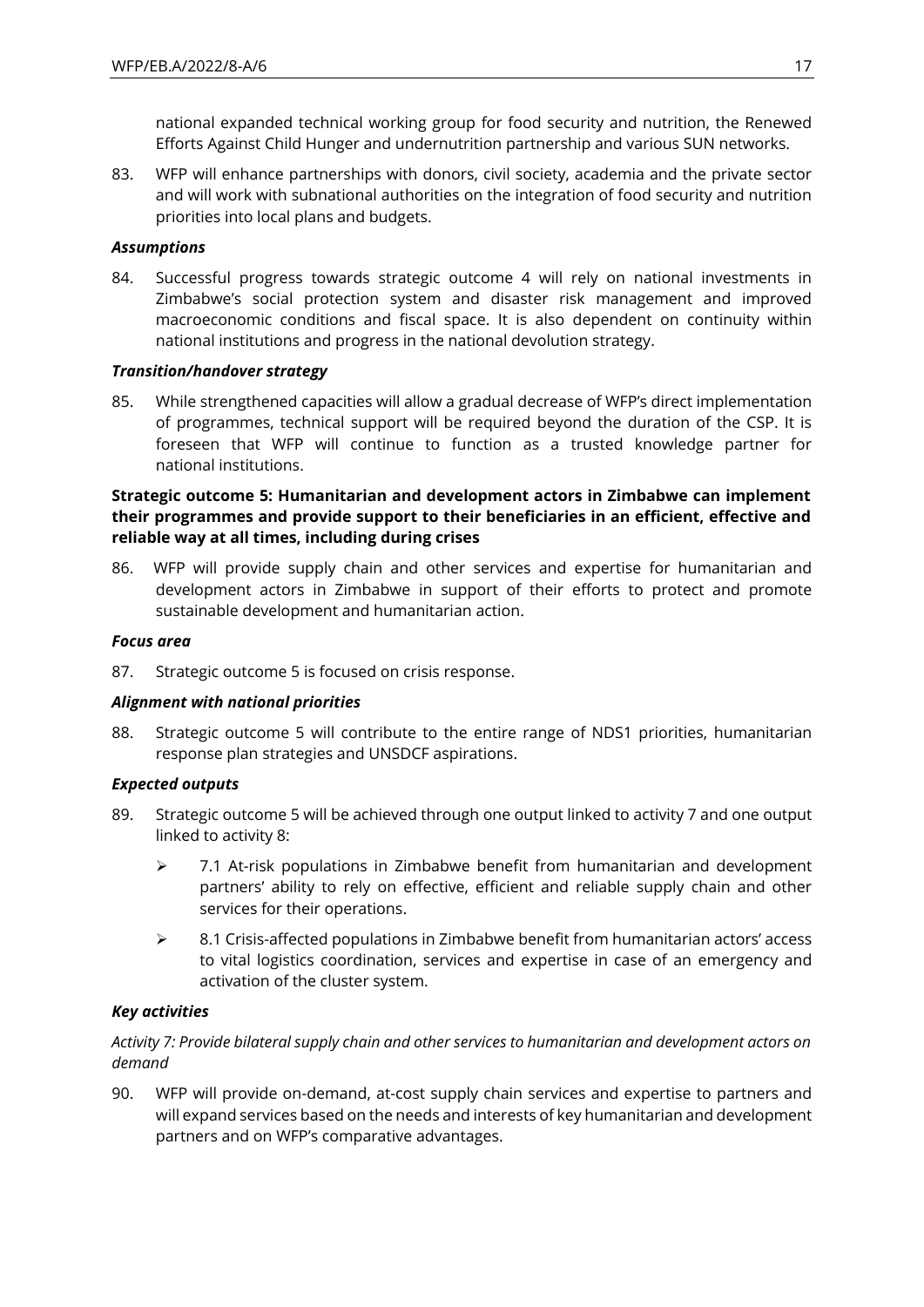national expanded technical working group for food security and nutrition, the Renewed Efforts Against Child Hunger and undernutrition partnership and various SUN networks.

83. WFP will enhance partnerships with donors, civil society, academia and the private sector and will work with subnational authorities on the integration of food security and nutrition priorities into local plans and budgets.

***Assumptions***

84. Successful progress towards strategic outcome 4 will rely on national investments in Zimbabwe's social protection system and disaster risk management and improved macroeconomic conditions and fiscal space. It is also dependent on continuity within national institutions and progress in the national devolution strategy.

***Transition/handover strategy***

85. While strengthened capacities will allow a gradual decrease of WFP's direct implementation of programmes, technical support will be required beyond the duration of the CSP. It is foreseen that WFP will continue to function as a trusted knowledge partner for national institutions.

**Strategic outcome 5: Humanitarian and development actors in Zimbabwe can implement their programmes and provide support to their beneficiaries in an efficient, effective and reliable way at all times, including during crises**

86. WFP will provide supply chain and other services and expertise for humanitarian and development actors in Zimbabwe in support of their efforts to protect and promote sustainable development and humanitarian action.

***Focus area***

87. Strategic outcome 5 is focused on crisis response.

***Alignment with national priorities***

88. Strategic outcome 5 will contribute to the entire range of NDS1 priorities, humanitarian response plan strategies and UNSDCF aspirations.

***Expected outputs***

89. Strategic outcome 5 will be achieved through one output linked to activity 7 and one output linked to activity 8:

- 7.1 At-risk populations in Zimbabwe benefit from humanitarian and development partners' ability to rely on effective, efficient and reliable supply chain and other services for their operations.
- 8.1 Crisis-affected populations in Zimbabwe benefit from humanitarian actors' access to vital logistics coordination, services and expertise in case of an emergency and activation of the cluster system.

***Key activities***

*Activity 7: Provide bilateral supply chain and other services to humanitarian and development actors on demand*

90. WFP will provide on-demand, at-cost supply chain services and expertise to partners and will expand services based on the needs and interests of key humanitarian and development partners and on WFP's comparative advantages.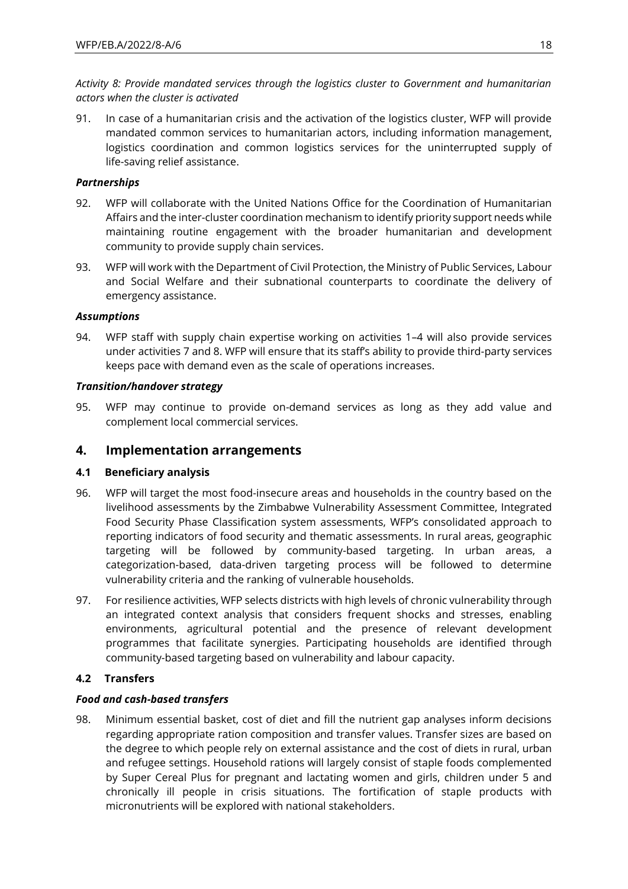*Activity 8: Provide mandated services through the logistics cluster to Government and humanitarian actors when the cluster is activated*

91. In case of a humanitarian crisis and the activation of the logistics cluster, WFP will provide mandated common services to humanitarian actors, including information management, logistics coordination and common logistics services for the uninterrupted supply of life-saving relief assistance.

***Partnerships***

92. WFP will collaborate with the United Nations Office for the Coordination of Humanitarian Affairs and the inter-cluster coordination mechanism to identify priority support needs while maintaining routine engagement with the broader humanitarian and development community to provide supply chain services.

93. WFP will work with the Department of Civil Protection, the Ministry of Public Services, Labour and Social Welfare and their subnational counterparts to coordinate the delivery of emergency assistance.

***Assumptions***

94. WFP staff with supply chain expertise working on activities 1–4 will also provide services under activities 7 and 8. WFP will ensure that its staff's ability to provide third-party services keeps pace with demand even as the scale of operations increases.

***Transition/handover strategy***

95. WFP may continue to provide on-demand services as long as they add value and complement local commercial services.

## 4. Implementation arrangements

### 4.1 Beneficiary analysis

96. WFP will target the most food-insecure areas and households in the country based on the livelihood assessments by the Zimbabwe Vulnerability Assessment Committee, Integrated Food Security Phase Classification system assessments, WFP's consolidated approach to reporting indicators of food security and thematic assessments. In rural areas, geographic targeting will be followed by community-based targeting. In urban areas, a categorization-based, data-driven targeting process will be followed to determine vulnerability criteria and the ranking of vulnerable households.

97. For resilience activities, WFP selects districts with high levels of chronic vulnerability through an integrated context analysis that considers frequent shocks and stresses, enabling environments, agricultural potential and the presence of relevant development programmes that facilitate synergies. Participating households are identified through community-based targeting based on vulnerability and labour capacity.

### 4.2 Transfers

***Food and cash-based transfers***

98. Minimum essential basket, cost of diet and fill the nutrient gap analyses inform decisions regarding appropriate ration composition and transfer values. Transfer sizes are based on the degree to which people rely on external assistance and the cost of diets in rural, urban and refugee settings. Household rations will largely consist of staple foods complemented by Super Cereal Plus for pregnant and lactating women and girls, children under 5 and chronically ill people in crisis situations. The fortification of staple products with micronutrients will be explored with national stakeholders.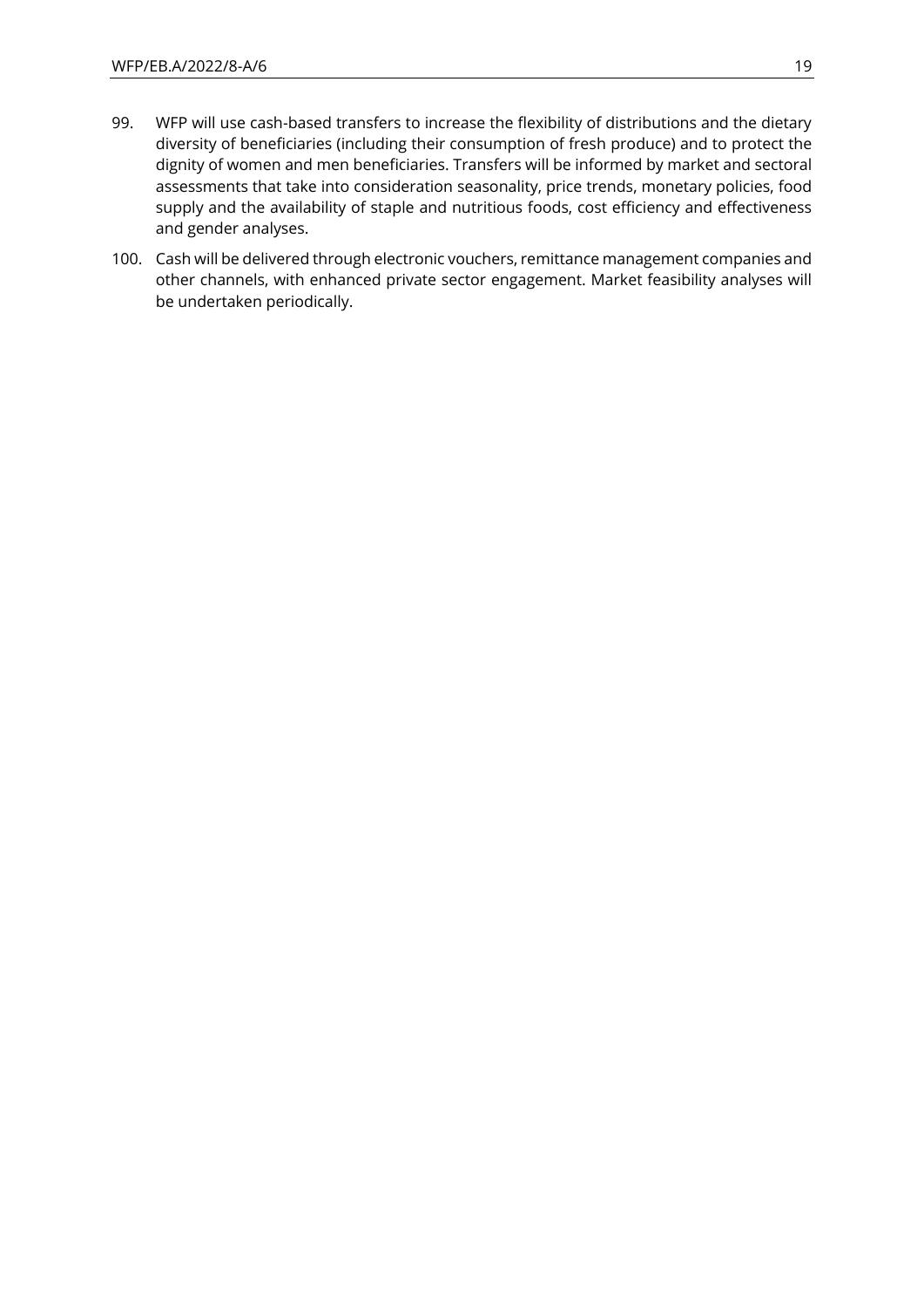99. WFP will use cash-based transfers to increase the flexibility of distributions and the dietary diversity of beneficiaries (including their consumption of fresh produce) and to protect the dignity of women and men beneficiaries. Transfers will be informed by market and sectoral assessments that take into consideration seasonality, price trends, monetary policies, food supply and the availability of staple and nutritious foods, cost efficiency and effectiveness and gender analyses.

100. Cash will be delivered through electronic vouchers, remittance management companies and other channels, with enhanced private sector engagement. Market feasibility analyses will be undertaken periodically.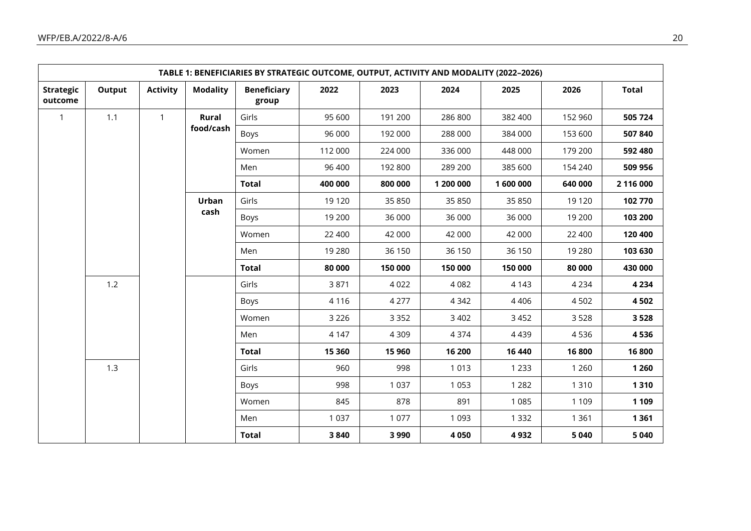| TABLE 1: BENEFICIARIES BY STRATEGIC OUTCOME, OUTPUT, ACTIVITY AND MODALITY (2022–2026) | | | | | | | | | | |
|---|---|---|---|---|---|---|---|---|---|---|
| **Strategic outcome** | **Output** | **Activity** | **Modality** | **Beneficiary group** | **2022** | **2023** | **2024** | **2025** | **2026** | **Total** |
| 1 | 1.1 | 1 | **Rural food/cash** | Girls | 95 600 | 191 200 | 286 800 | 382 400 | 152 960 | **505 724** |
| | | | | Boys | 96 000 | 192 000 | 288 000 | 384 000 | 153 600 | **507 840** |
| | | | | Women | 112 000 | 224 000 | 336 000 | 448 000 | 179 200 | **592 480** |
| | | | | Men | 96 400 | 192 800 | 289 200 | 385 600 | 154 240 | **509 956** |
| | | | | **Total** | **400 000** | **800 000** | **1 200 000** | **1 600 000** | **640 000** | **2 116 000** |
| | | | **Urban cash** | Girls | 19 120 | 35 850 | 35 850 | 35 850 | 19 120 | **102 770** |
| | | | | Boys | 19 200 | 36 000 | 36 000 | 36 000 | 19 200 | **103 200** |
| | | | | Women | 22 400 | 42 000 | 42 000 | 42 000 | 22 400 | **120 400** |
| | | | | Men | 19 280 | 36 150 | 36 150 | 36 150 | 19 280 | **103 630** |
| | | | | **Total** | **80 000** | **150 000** | **150 000** | **150 000** | **80 000** | **430 000** |
| | 1.2 | | | Girls | 3 871 | 4 022 | 4 082 | 4 143 | 4 234 | **4 234** |
| | | | | Boys | 4 116 | 4 277 | 4 342 | 4 406 | 4 502 | **4 502** |
| | | | | Women | 3 226 | 3 352 | 3 402 | 3 452 | 3 528 | **3 528** |
| | | | | Men | 4 147 | 4 309 | 4 374 | 4 439 | 4 536 | **4 536** |
| | | | | **Total** | **15 360** | **15 960** | **16 200** | **16 440** | **16 800** | **16 800** |
| | 1.3 | | | Girls | 960 | 998 | 1 013 | 1 233 | 1 260 | **1 260** |
| | | | | Boys | 998 | 1 037 | 1 053 | 1 282 | 1 310 | **1 310** |
| | | | | Women | 845 | 878 | 891 | 1 085 | 1 109 | **1 109** |
| | | | | Men | 1 037 | 1 077 | 1 093 | 1 332 | 1 361 | **1 361** |
| | | | | **Total** | **3 840** | **3 990** | **4 050** | **4 932** | **5 040** | **5 040** |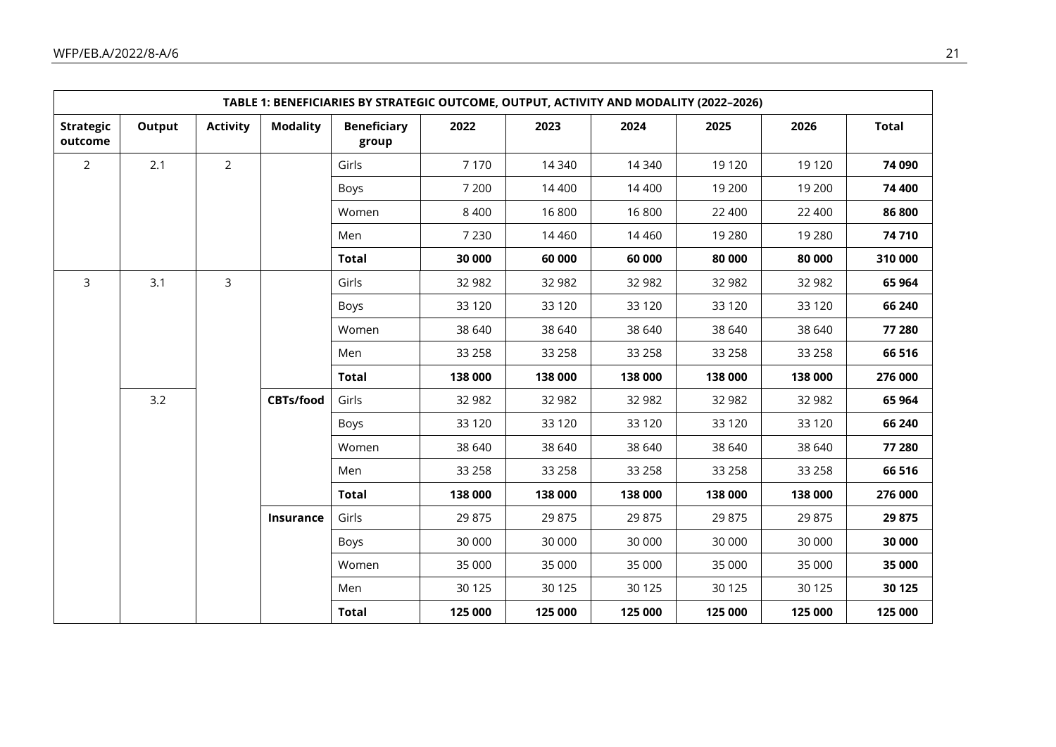| TABLE 1: BENEFICIARIES BY STRATEGIC OUTCOME, OUTPUT, ACTIVITY AND MODALITY (2022–2026) | | | | | | | | | | |
|---|---|---|---|---|---|---|---|---|---|---|
| **Strategic outcome** | **Output** | **Activity** | **Modality** | **Beneficiary group** | **2022** | **2023** | **2024** | **2025** | **2026** | **Total** |
| 2 | 2.1 | 2 | | Girls | 7 170 | 14 340 | 14 340 | 19 120 | 19 120 | **74 090** |
| | | | | Boys | 7 200 | 14 400 | 14 400 | 19 200 | 19 200 | **74 400** |
| | | | | Women | 8 400 | 16 800 | 16 800 | 22 400 | 22 400 | **86 800** |
| | | | | Men | 7 230 | 14 460 | 14 460 | 19 280 | 19 280 | **74 710** |
| | | | | **Total** | **30 000** | **60 000** | **60 000** | **80 000** | **80 000** | **310 000** |
| 3 | 3.1 | 3 | | Girls | 32 982 | 32 982 | 32 982 | 32 982 | 32 982 | **65 964** |
| | | | | Boys | 33 120 | 33 120 | 33 120 | 33 120 | 33 120 | **66 240** |
| | | | | Women | 38 640 | 38 640 | 38 640 | 38 640 | 38 640 | **77 280** |
| | | | | Men | 33 258 | 33 258 | 33 258 | 33 258 | 33 258 | **66 516** |
| | | | | **Total** | **138 000** | **138 000** | **138 000** | **138 000** | **138 000** | **276 000** |
| | 3.2 | | **CBTs/food** | Girls | 32 982 | 32 982 | 32 982 | 32 982 | 32 982 | **65 964** |
| | | | | Boys | 33 120 | 33 120 | 33 120 | 33 120 | 33 120 | **66 240** |
| | | | | Women | 38 640 | 38 640 | 38 640 | 38 640 | 38 640 | **77 280** |
| | | | | Men | 33 258 | 33 258 | 33 258 | 33 258 | 33 258 | **66 516** |
| | | | | **Total** | **138 000** | **138 000** | **138 000** | **138 000** | **138 000** | **276 000** |
| | | | **Insurance** | Girls | 29 875 | 29 875 | 29 875 | 29 875 | 29 875 | **29 875** |
| | | | | Boys | 30 000 | 30 000 | 30 000 | 30 000 | 30 000 | **30 000** |
| | | | | Women | 35 000 | 35 000 | 35 000 | 35 000 | 35 000 | **35 000** |
| | | | | Men | 30 125 | 30 125 | 30 125 | 30 125 | 30 125 | **30 125** |
| | | | | **Total** | **125 000** | **125 000** | **125 000** | **125 000** | **125 000** | **125 000** |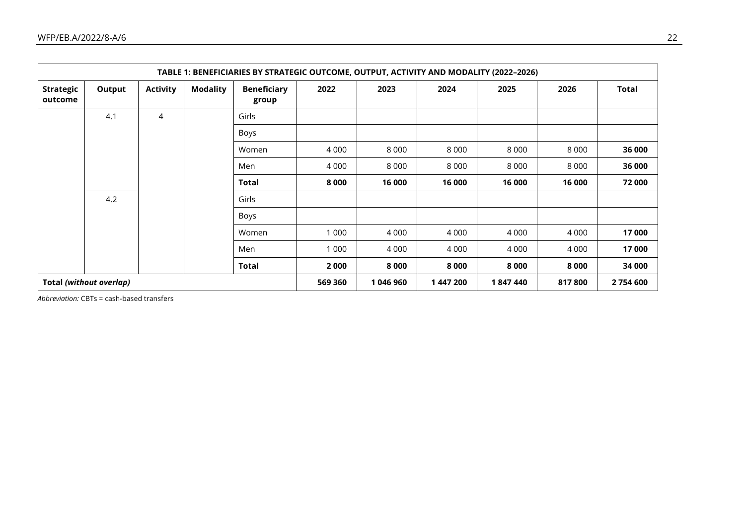| TABLE 1: BENEFICIARIES BY STRATEGIC OUTCOME, OUTPUT, ACTIVITY AND MODALITY (2022–2026) | | | | | | | | | | |
|---|---|---|---|---|---|---|---|---|---|---|
| **Strategic outcome** | **Output** | **Activity** | **Modality** | **Beneficiary group** | **2022** | **2023** | **2024** | **2025** | **2026** | **Total** |
| | 4.1 | 4 | | Girls | | | | | | |
| | | | | Boys | | | | | | |
| | | | | Women | 4 000 | 8 000 | 8 000 | 8 000 | 8 000 | **36 000** |
| | | | | Men | 4 000 | 8 000 | 8 000 | 8 000 | 8 000 | **36 000** |
| | | | | **Total** | **8 000** | **16 000** | **16 000** | **16 000** | **16 000** | **72 000** |
| | 4.2 | | | Girls | | | | | | |
| | | | | Boys | | | | | | |
| | | | | Women | 1 000 | 4 000 | 4 000 | 4 000 | 4 000 | **17 000** |
| | | | | Men | 1 000 | 4 000 | 4 000 | 4 000 | 4 000 | **17 000** |
| | | | | **Total** | **2 000** | **8 000** | **8 000** | **8 000** | **8 000** | **34 000** |
| **Total *(without overlap)*** | | | | | **569 360** | **1 046 960** | **1 447 200** | **1 847 440** | **817 800** | **2 754 600** |

*Abbreviation:* CBTs = cash-based transfers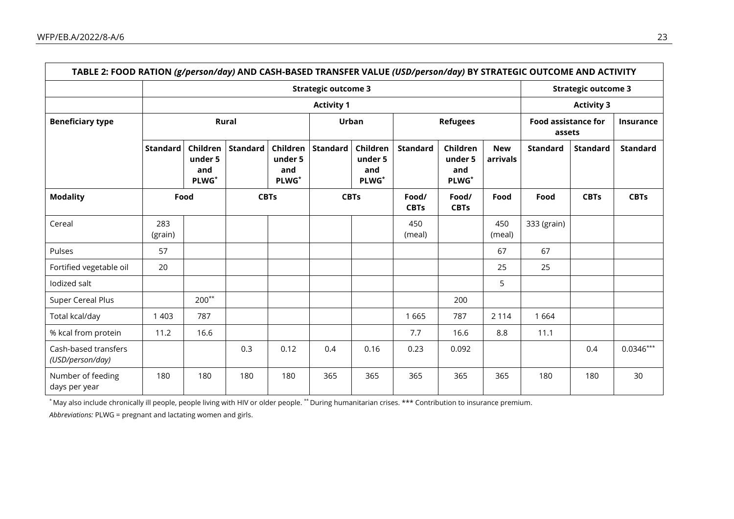| TABLE 2: FOOD RATION *(g/person/day)* AND CASH-BASED TRANSFER VALUE *(USD/person/day)* BY STRATEGIC OUTCOME AND ACTIVITY | | | | | | | | | | | | |
|---|---|---|---|---|---|---|---|---|---|---|---|---|
| | Strategic outcome 3 | | | | | | | | | Strategic outcome 3 | | |
| | Activity 1 | | | | | | | | | Activity 3 | | |
| **Beneficiary type** | **Rural** | | | | **Urban** | | **Refugees** | | | **Food assistance for assets** | | **Insurance** |
| | **Standard** | **Children under 5 and PLWG*** | **Standard** | **Children under 5 and PLWG*** | **Standard** | **Children under 5 and PLWG*** | **Standard** | **Children under 5 and PLWG*** | **New arrivals** | **Standard** | **Standard** | **Standard** |
| **Modality** | **Food** | | **CBTs** | | **CBTs** | | **Food/ CBTs** | **Food/ CBTs** | **Food** | **Food** | **CBTs** | **CBTs** |
| Cereal | 283 (grain) | | | | | | 450 (meal) | | 450 (meal) | 333 (grain) | | |
| Pulses | 57 | | | | | | | | 67 | 67 | | |
| Fortified vegetable oil | 20 | | | | | | | | 25 | 25 | | |
| Iodized salt | | | | | | | | | 5 | | | |
| Super Cereal Plus | | 200** | | | | | | 200 | | | | |
| Total kcal/day | 1 403 | 787 | | | | | 1 665 | 787 | 2 114 | 1 664 | | |
| % kcal from protein | 11.2 | 16.6 | | | | | 7.7 | 16.6 | 8.8 | 11.1 | | |
| Cash-based transfers *(USD/person/day)* | | | 0.3 | 0.12 | 0.4 | 0.16 | 0.23 | 0.092 | | | 0.4 | 0.0346*** |
| Number of feeding days per year | 180 | 180 | 180 | 180 | 365 | 365 | 365 | 365 | 365 | 180 | 180 | 30 |

* May also include chronically ill people, people living with HIV or older people. ** During humanitarian crises. *** Contribution to insurance premium.

*Abbreviations:* PLWG = pregnant and lactating women and girls.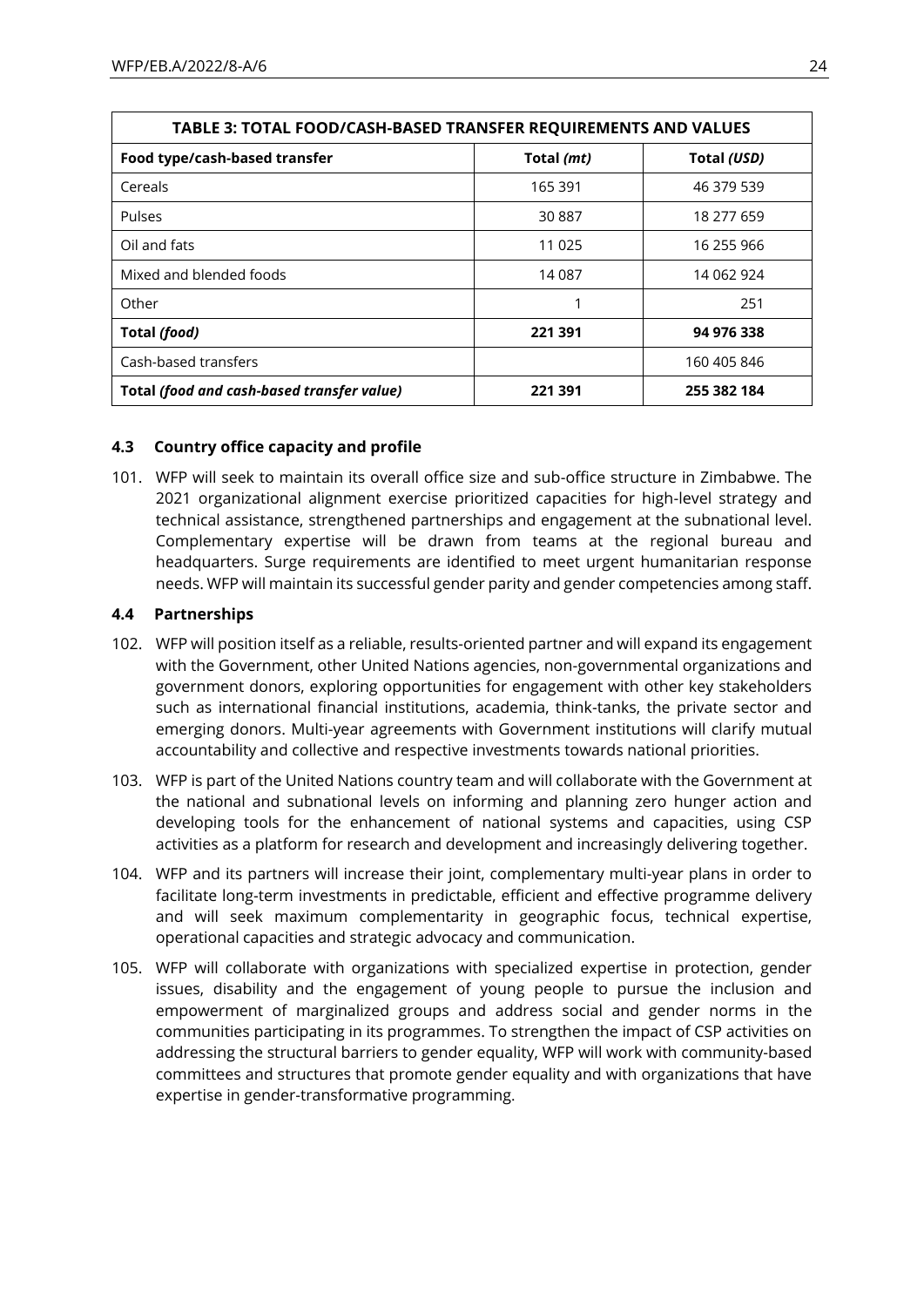| TABLE 3: TOTAL FOOD/CASH-BASED TRANSFER REQUIREMENTS AND VALUES | | |
|---|---|---|
| **Food type/cash-based transfer** | **Total *(mt)*** | **Total *(USD)*** |
| Cereals | 165 391 | 46 379 539 |
| Pulses | 30 887 | 18 277 659 |
| Oil and fats | 11 025 | 16 255 966 |
| Mixed and blended foods | 14 087 | 14 062 924 |
| Other | 1 | 251 |
| **Total *(food)*** | **221 391** | **94 976 338** |
| Cash-based transfers | | 160 405 846 |
| **Total *(food and cash-based transfer value)*** | **221 391** | **255 382 184** |

### 4.3 Country office capacity and profile

101. WFP will seek to maintain its overall office size and sub-office structure in Zimbabwe. The 2021 organizational alignment exercise prioritized capacities for high-level strategy and technical assistance, strengthened partnerships and engagement at the subnational level. Complementary expertise will be drawn from teams at the regional bureau and headquarters. Surge requirements are identified to meet urgent humanitarian response needs. WFP will maintain its successful gender parity and gender competencies among staff.

### 4.4 Partnerships

102. WFP will position itself as a reliable, results-oriented partner and will expand its engagement with the Government, other United Nations agencies, non-governmental organizations and government donors, exploring opportunities for engagement with other key stakeholders such as international financial institutions, academia, think-tanks, the private sector and emerging donors. Multi-year agreements with Government institutions will clarify mutual accountability and collective and respective investments towards national priorities.

103. WFP is part of the United Nations country team and will collaborate with the Government at the national and subnational levels on informing and planning zero hunger action and developing tools for the enhancement of national systems and capacities, using CSP activities as a platform for research and development and increasingly delivering together.

104. WFP and its partners will increase their joint, complementary multi-year plans in order to facilitate long-term investments in predictable, efficient and effective programme delivery and will seek maximum complementarity in geographic focus, technical expertise, operational capacities and strategic advocacy and communication.

105. WFP will collaborate with organizations with specialized expertise in protection, gender issues, disability and the engagement of young people to pursue the inclusion and empowerment of marginalized groups and address social and gender norms in the communities participating in its programmes. To strengthen the impact of CSP activities on addressing the structural barriers to gender equality, WFP will work with community-based committees and structures that promote gender equality and with organizations that have expertise in gender-transformative programming.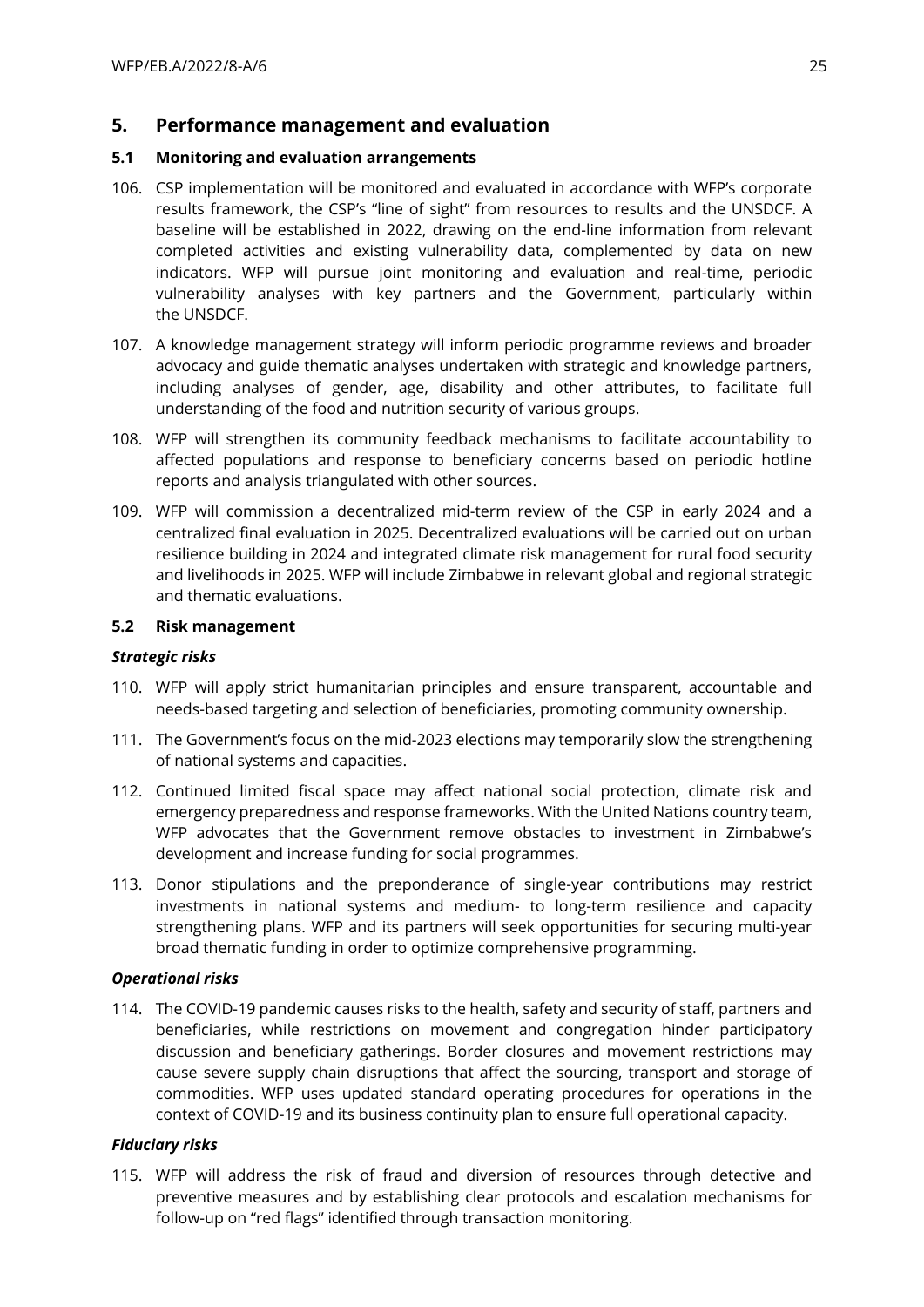## 5. Performance management and evaluation

### 5.1 Monitoring and evaluation arrangements

106. CSP implementation will be monitored and evaluated in accordance with WFP's corporate results framework, the CSP's "line of sight" from resources to results and the UNSDCF. A baseline will be established in 2022, drawing on the end-line information from relevant completed activities and existing vulnerability data, complemented by data on new indicators. WFP will pursue joint monitoring and evaluation and real-time, periodic vulnerability analyses with key partners and the Government, particularly within the UNSDCF.

107. A knowledge management strategy will inform periodic programme reviews and broader advocacy and guide thematic analyses undertaken with strategic and knowledge partners, including analyses of gender, age, disability and other attributes, to facilitate full understanding of the food and nutrition security of various groups.

108. WFP will strengthen its community feedback mechanisms to facilitate accountability to affected populations and response to beneficiary concerns based on periodic hotline reports and analysis triangulated with other sources.

109. WFP will commission a decentralized mid-term review of the CSP in early 2024 and a centralized final evaluation in 2025. Decentralized evaluations will be carried out on urban resilience building in 2024 and integrated climate risk management for rural food security and livelihoods in 2025. WFP will include Zimbabwe in relevant global and regional strategic and thematic evaluations.

### 5.2 Risk management

***Strategic risks***

110. WFP will apply strict humanitarian principles and ensure transparent, accountable and needs-based targeting and selection of beneficiaries, promoting community ownership.

111. The Government's focus on the mid-2023 elections may temporarily slow the strengthening of national systems and capacities.

112. Continued limited fiscal space may affect national social protection, climate risk and emergency preparedness and response frameworks. With the United Nations country team, WFP advocates that the Government remove obstacles to investment in Zimbabwe's development and increase funding for social programmes.

113. Donor stipulations and the preponderance of single-year contributions may restrict investments in national systems and medium- to long-term resilience and capacity strengthening plans. WFP and its partners will seek opportunities for securing multi-year broad thematic funding in order to optimize comprehensive programming.

***Operational risks***

114. The COVID-19 pandemic causes risks to the health, safety and security of staff, partners and beneficiaries, while restrictions on movement and congregation hinder participatory discussion and beneficiary gatherings. Border closures and movement restrictions may cause severe supply chain disruptions that affect the sourcing, transport and storage of commodities. WFP uses updated standard operating procedures for operations in the context of COVID-19 and its business continuity plan to ensure full operational capacity.

***Fiduciary risks***

115. WFP will address the risk of fraud and diversion of resources through detective and preventive measures and by establishing clear protocols and escalation mechanisms for follow-up on "red flags" identified through transaction monitoring.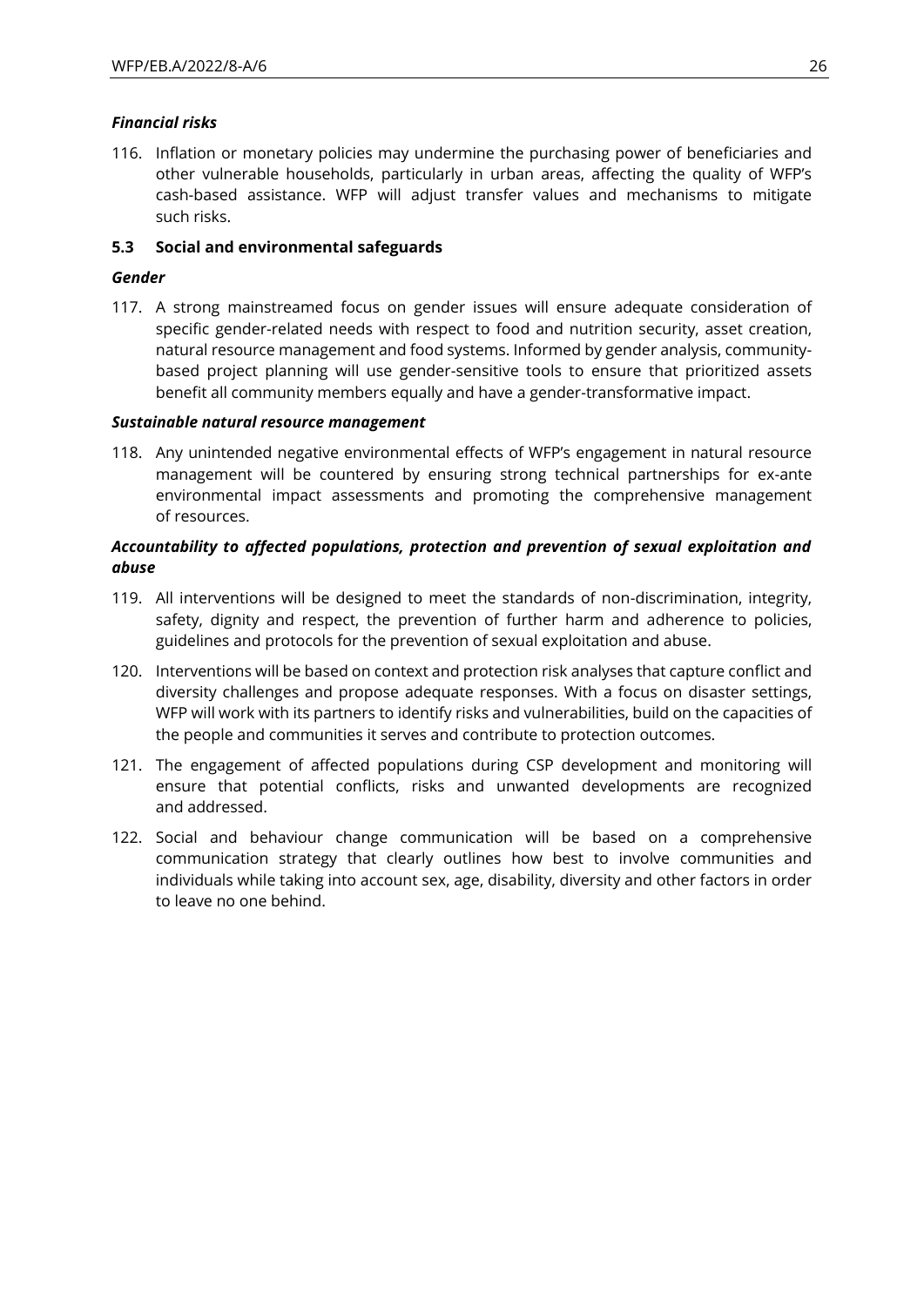### *Financial risks*

116. Inflation or monetary policies may undermine the purchasing power of beneficiaries and other vulnerable households, particularly in urban areas, affecting the quality of WFP's cash-based assistance. WFP will adjust transfer values and mechanisms to mitigate such risks.

### 5.3 Social and environmental safeguards

#### *Gender*

117. A strong mainstreamed focus on gender issues will ensure adequate consideration of specific gender-related needs with respect to food and nutrition security, asset creation, natural resource management and food systems. Informed by gender analysis, community-based project planning will use gender-sensitive tools to ensure that prioritized assets benefit all community members equally and have a gender-transformative impact.

#### *Sustainable natural resource management*

118. Any unintended negative environmental effects of WFP's engagement in natural resource management will be countered by ensuring strong technical partnerships for ex-ante environmental impact assessments and promoting the comprehensive management of resources.

#### *Accountability to affected populations, protection and prevention of sexual exploitation and abuse*

119. All interventions will be designed to meet the standards of non-discrimination, integrity, safety, dignity and respect, the prevention of further harm and adherence to policies, guidelines and protocols for the prevention of sexual exploitation and abuse.

120. Interventions will be based on context and protection risk analyses that capture conflict and diversity challenges and propose adequate responses. With a focus on disaster settings, WFP will work with its partners to identify risks and vulnerabilities, build on the capacities of the people and communities it serves and contribute to protection outcomes.

121. The engagement of affected populations during CSP development and monitoring will ensure that potential conflicts, risks and unwanted developments are recognized and addressed.

122. Social and behaviour change communication will be based on a comprehensive communication strategy that clearly outlines how best to involve communities and individuals while taking into account sex, age, disability, diversity and other factors in order to leave no one behind.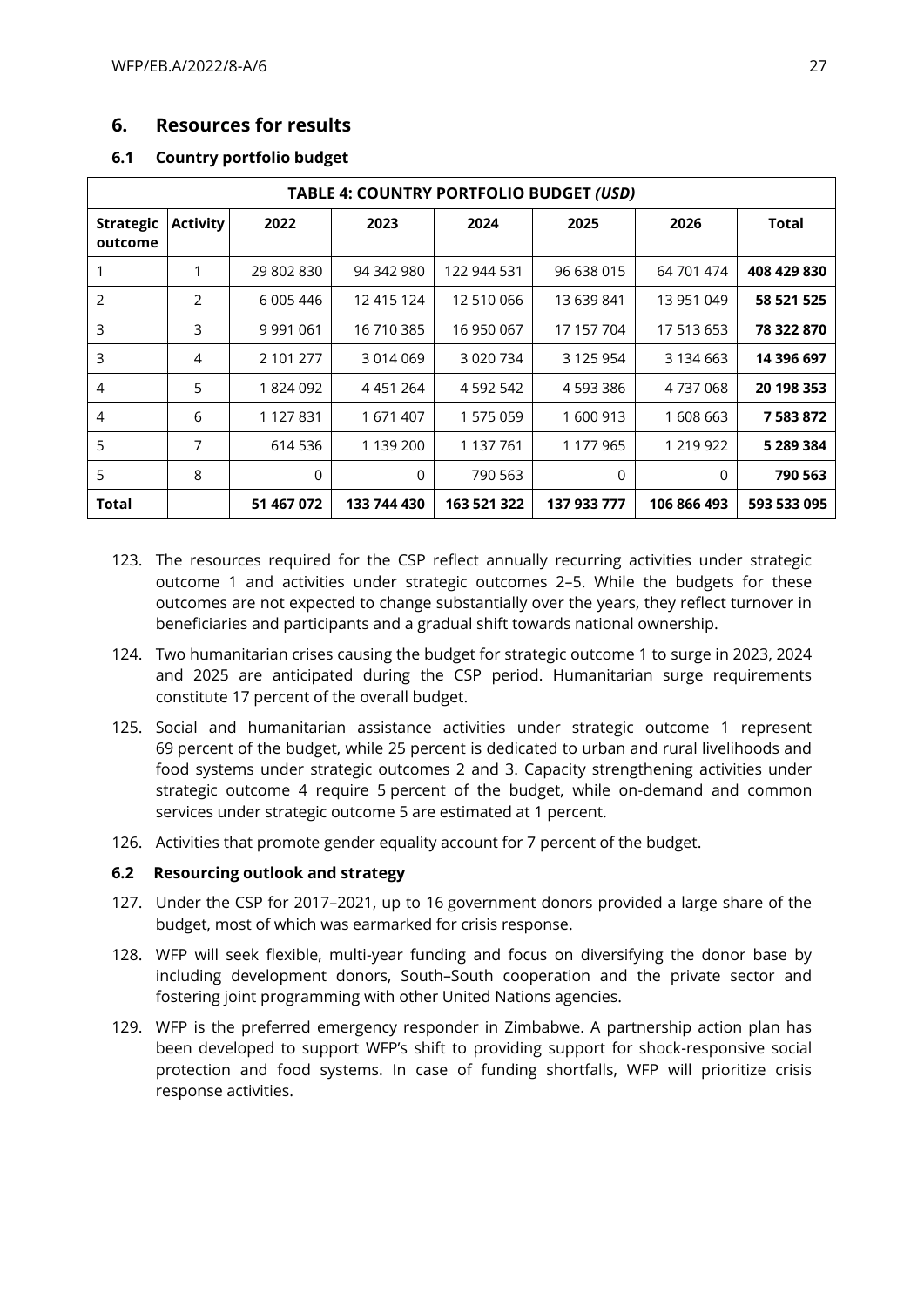# 6. Resources for results

## 6.1 Country portfolio budget

| TABLE 4: COUNTRY PORTFOLIO BUDGET *(USD)* | | | | | | | |
|---|---|---|---|---|---|---|---|
| **Strategic outcome** | **Activity** | **2022** | **2023** | **2024** | **2025** | **2026** | **Total** |
| 1 | 1 | 29 802 830 | 94 342 980 | 122 944 531 | 96 638 015 | 64 701 474 | **408 429 830** |
| 2 | 2 | 6 005 446 | 12 415 124 | 12 510 066 | 13 639 841 | 13 951 049 | **58 521 525** |
| 3 | 3 | 9 991 061 | 16 710 385 | 16 950 067 | 17 157 704 | 17 513 653 | **78 322 870** |
| 3 | 4 | 2 101 277 | 3 014 069 | 3 020 734 | 3 125 954 | 3 134 663 | **14 396 697** |
| 4 | 5 | 1 824 092 | 4 451 264 | 4 592 542 | 4 593 386 | 4 737 068 | **20 198 353** |
| 4 | 6 | 1 127 831 | 1 671 407 | 1 575 059 | 1 600 913 | 1 608 663 | **7 583 872** |
| 5 | 7 | 614 536 | 1 139 200 | 1 137 761 | 1 177 965 | 1 219 922 | **5 289 384** |
| 5 | 8 | 0 | 0 | 790 563 | 0 | 0 | **790 563** |
| **Total** | | **51 467 072** | **133 744 430** | **163 521 322** | **137 933 777** | **106 866 493** | **593 533 095** |

123. The resources required for the CSP reflect annually recurring activities under strategic outcome 1 and activities under strategic outcomes 2–5. While the budgets for these outcomes are not expected to change substantially over the years, they reflect turnover in beneficiaries and participants and a gradual shift towards national ownership.

124. Two humanitarian crises causing the budget for strategic outcome 1 to surge in 2023, 2024 and 2025 are anticipated during the CSP period. Humanitarian surge requirements constitute 17 percent of the overall budget.

125. Social and humanitarian assistance activities under strategic outcome 1 represent 69 percent of the budget, while 25 percent is dedicated to urban and rural livelihoods and food systems under strategic outcomes 2 and 3. Capacity strengthening activities under strategic outcome 4 require 5 percent of the budget, while on-demand and common services under strategic outcome 5 are estimated at 1 percent.

126. Activities that promote gender equality account for 7 percent of the budget.

## 6.2 Resourcing outlook and strategy

127. Under the CSP for 2017–2021, up to 16 government donors provided a large share of the budget, most of which was earmarked for crisis response.

128. WFP will seek flexible, multi-year funding and focus on diversifying the donor base by including development donors, South–South cooperation and the private sector and fostering joint programming with other United Nations agencies.

129. WFP is the preferred emergency responder in Zimbabwe. A partnership action plan has been developed to support WFP's shift to providing support for shock-responsive social protection and food systems. In case of funding shortfalls, WFP will prioritize crisis response activities.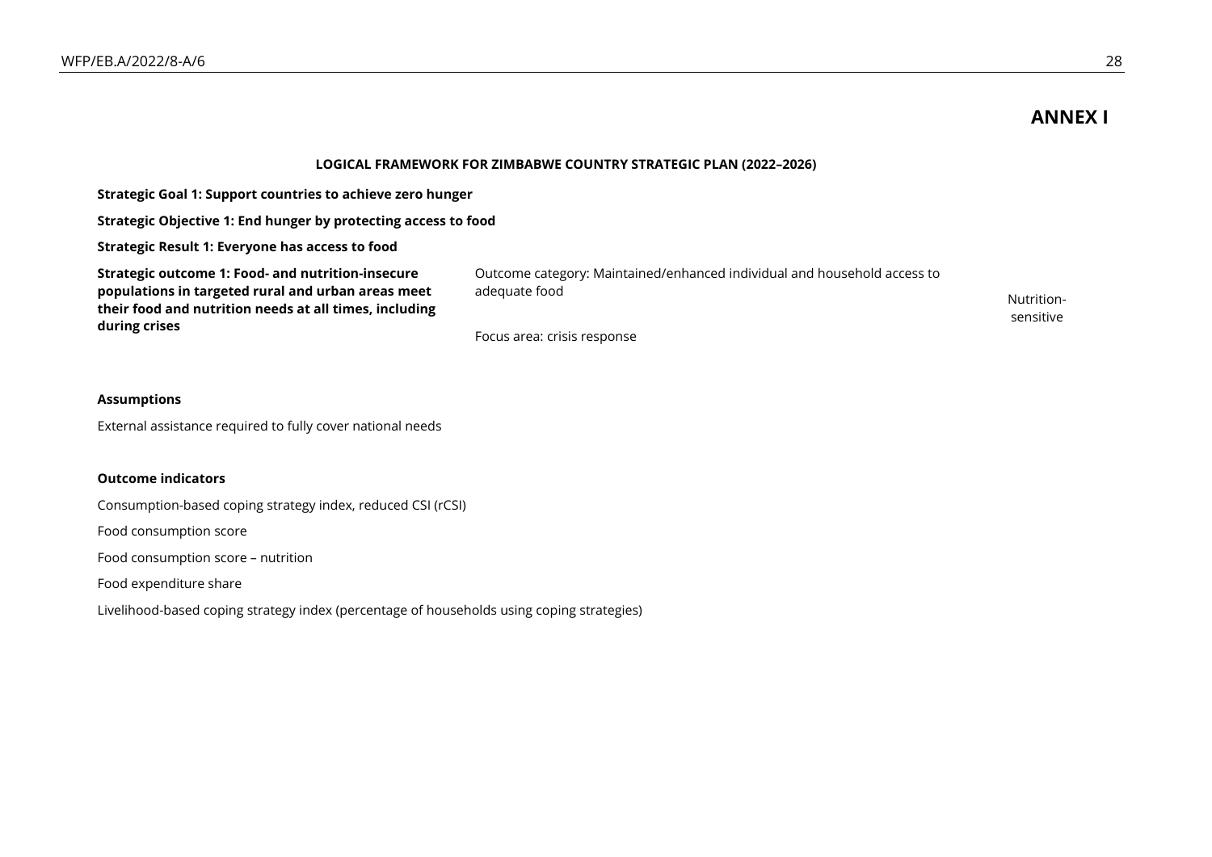# ANNEX I

**LOGICAL FRAMEWORK FOR ZIMBABWE COUNTRY STRATEGIC PLAN (2022–2026)**

**Strategic Goal 1: Support countries to achieve zero hunger**

**Strategic Objective 1: End hunger by protecting access to food**

**Strategic Result 1: Everyone has access to food**

| **Strategic outcome 1: Food- and nutrition-insecure populations in targeted rural and urban areas meet their food and nutrition needs at all times, including during crises** | Outcome category: Maintained/enhanced individual and household access to adequate food<br><br>Focus area: crisis response | Nutrition-sensitive |
|---|---|---|

**Assumptions**

External assistance required to fully cover national needs

**Outcome indicators**

Consumption-based coping strategy index, reduced CSI (rCSI)

Food consumption score

Food consumption score – nutrition

Food expenditure share

Livelihood-based coping strategy index (percentage of households using coping strategies)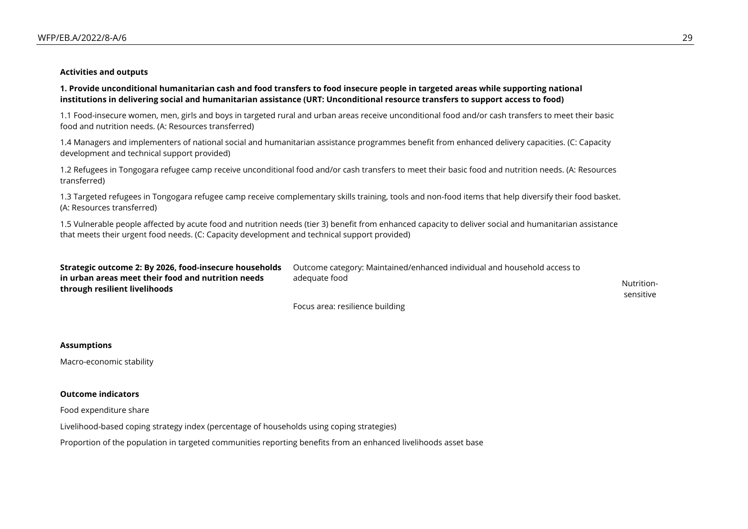**Activities and outputs**

**1. Provide unconditional humanitarian cash and food transfers to food insecure people in targeted areas while supporting national institutions in delivering social and humanitarian assistance (URT: Unconditional resource transfers to support access to food)**

1.1 Food-insecure women, men, girls and boys in targeted rural and urban areas receive unconditional food and/or cash transfers to meet their basic food and nutrition needs. (A: Resources transferred)

1.4 Managers and implementers of national social and humanitarian assistance programmes benefit from enhanced delivery capacities. (C: Capacity development and technical support provided)

1.2 Refugees in Tongogara refugee camp receive unconditional food and/or cash transfers to meet their basic food and nutrition needs. (A: Resources transferred)

1.3 Targeted refugees in Tongogara refugee camp receive complementary skills training, tools and non-food items that help diversify their food basket. (A: Resources transferred)

1.5 Vulnerable people affected by acute food and nutrition needs (tier 3) benefit from enhanced capacity to deliver social and humanitarian assistance that meets their urgent food needs. (C: Capacity development and technical support provided)

| **Strategic outcome 2: By 2026, food-insecure households in urban areas meet their food and nutrition needs through resilient livelihoods** | Outcome category: Maintained/enhanced individual and household access to adequate food | Nutrition-sensitive |
|---|---|---|
| | Focus area: resilience building | |

**Assumptions**

Macro-economic stability

**Outcome indicators**

Food expenditure share

Livelihood-based coping strategy index (percentage of households using coping strategies)

Proportion of the population in targeted communities reporting benefits from an enhanced livelihoods asset base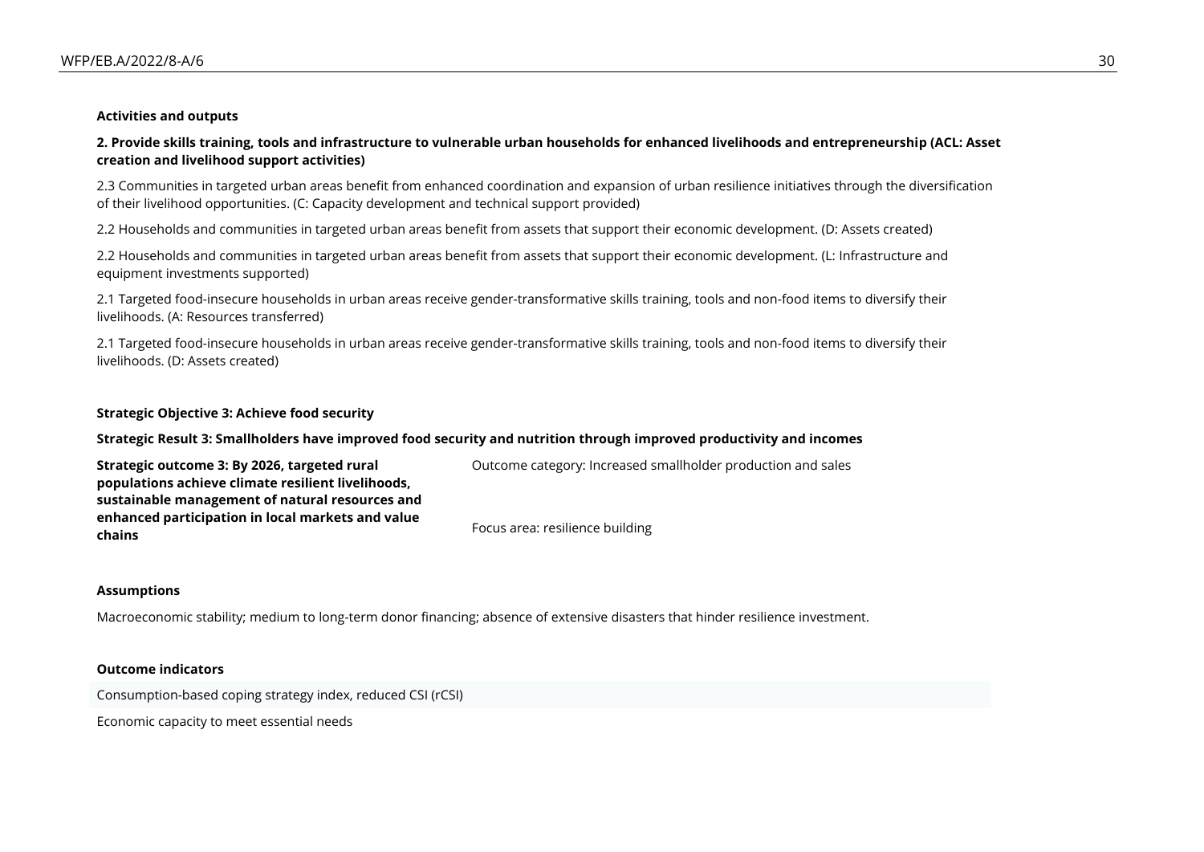**Activities and outputs**

**2. Provide skills training, tools and infrastructure to vulnerable urban households for enhanced livelihoods and entrepreneurship (ACL: Asset creation and livelihood support activities)**

2.3 Communities in targeted urban areas benefit from enhanced coordination and expansion of urban resilience initiatives through the diversification of their livelihood opportunities. (C: Capacity development and technical support provided)

2.2 Households and communities in targeted urban areas benefit from assets that support their economic development. (D: Assets created)

2.2 Households and communities in targeted urban areas benefit from assets that support their economic development. (L: Infrastructure and equipment investments supported)

2.1 Targeted food-insecure households in urban areas receive gender-transformative skills training, tools and non-food items to diversify their livelihoods. (A: Resources transferred)

2.1 Targeted food-insecure households in urban areas receive gender-transformative skills training, tools and non-food items to diversify their livelihoods. (D: Assets created)

**Strategic Objective 3: Achieve food security**

**Strategic Result 3: Smallholders have improved food security and nutrition through improved productivity and incomes**

| | |
|---|---|
| **Strategic outcome 3: By 2026, targeted rural populations achieve climate resilient livelihoods, sustainable management of natural resources and enhanced participation in local markets and value chains** | Outcome category: Increased smallholder production and sales<br><br>Focus area: resilience building |

**Assumptions**

Macroeconomic stability; medium to long-term donor financing; absence of extensive disasters that hinder resilience investment.

**Outcome indicators**

Consumption-based coping strategy index, reduced CSI (rCSI)

Economic capacity to meet essential needs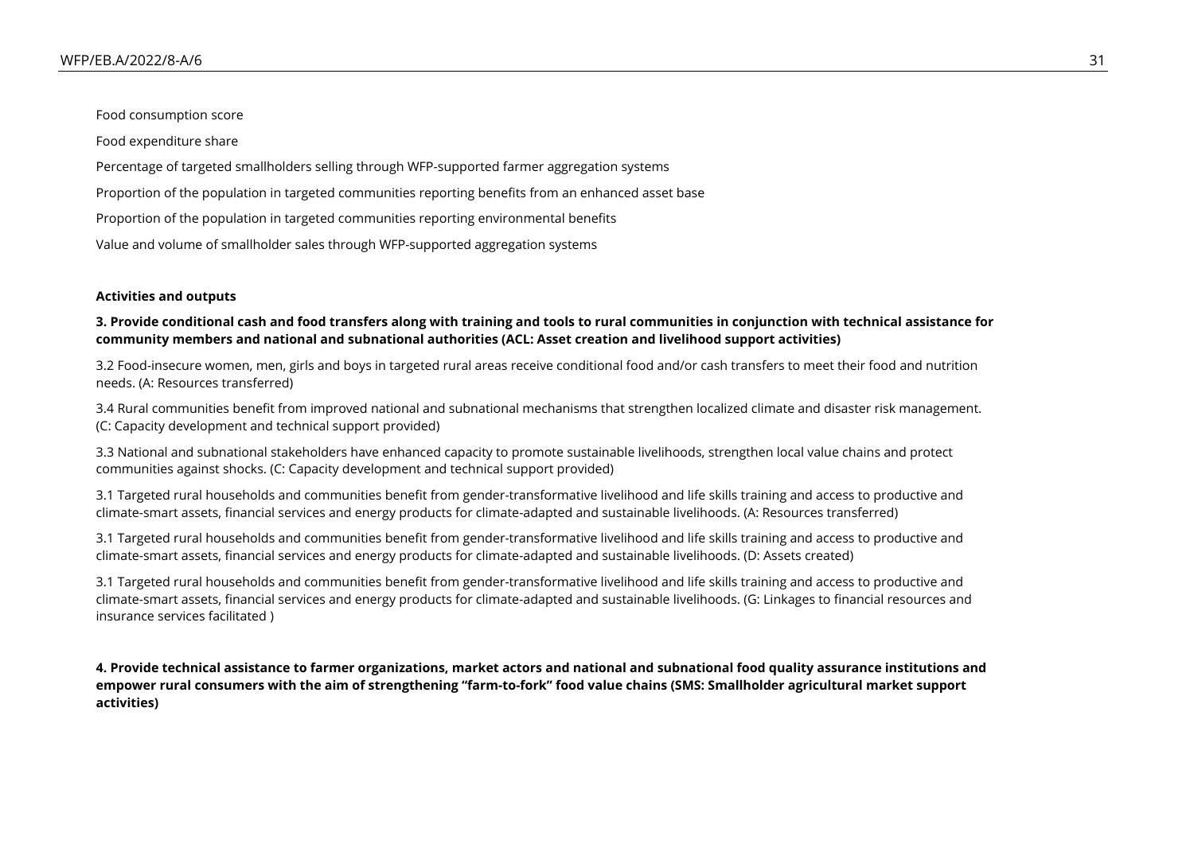Food consumption score

Food expenditure share

Percentage of targeted smallholders selling through WFP-supported farmer aggregation systems

Proportion of the population in targeted communities reporting benefits from an enhanced asset base

Proportion of the population in targeted communities reporting environmental benefits

Value and volume of smallholder sales through WFP-supported aggregation systems

**Activities and outputs**

**3. Provide conditional cash and food transfers along with training and tools to rural communities in conjunction with technical assistance for community members and national and subnational authorities (ACL: Asset creation and livelihood support activities)**

3.2 Food-insecure women, men, girls and boys in targeted rural areas receive conditional food and/or cash transfers to meet their food and nutrition needs. (A: Resources transferred)

3.4 Rural communities benefit from improved national and subnational mechanisms that strengthen localized climate and disaster risk management. (C: Capacity development and technical support provided)

3.3 National and subnational stakeholders have enhanced capacity to promote sustainable livelihoods, strengthen local value chains and protect communities against shocks. (C: Capacity development and technical support provided)

3.1 Targeted rural households and communities benefit from gender-transformative livelihood and life skills training and access to productive and climate-smart assets, financial services and energy products for climate-adapted and sustainable livelihoods. (A: Resources transferred)

3.1 Targeted rural households and communities benefit from gender-transformative livelihood and life skills training and access to productive and climate-smart assets, financial services and energy products for climate-adapted and sustainable livelihoods. (D: Assets created)

3.1 Targeted rural households and communities benefit from gender-transformative livelihood and life skills training and access to productive and climate-smart assets, financial services and energy products for climate-adapted and sustainable livelihoods. (G: Linkages to financial resources and insurance services facilitated )

**4. Provide technical assistance to farmer organizations, market actors and national and subnational food quality assurance institutions and empower rural consumers with the aim of strengthening "farm-to-fork" food value chains (SMS: Smallholder agricultural market support activities)**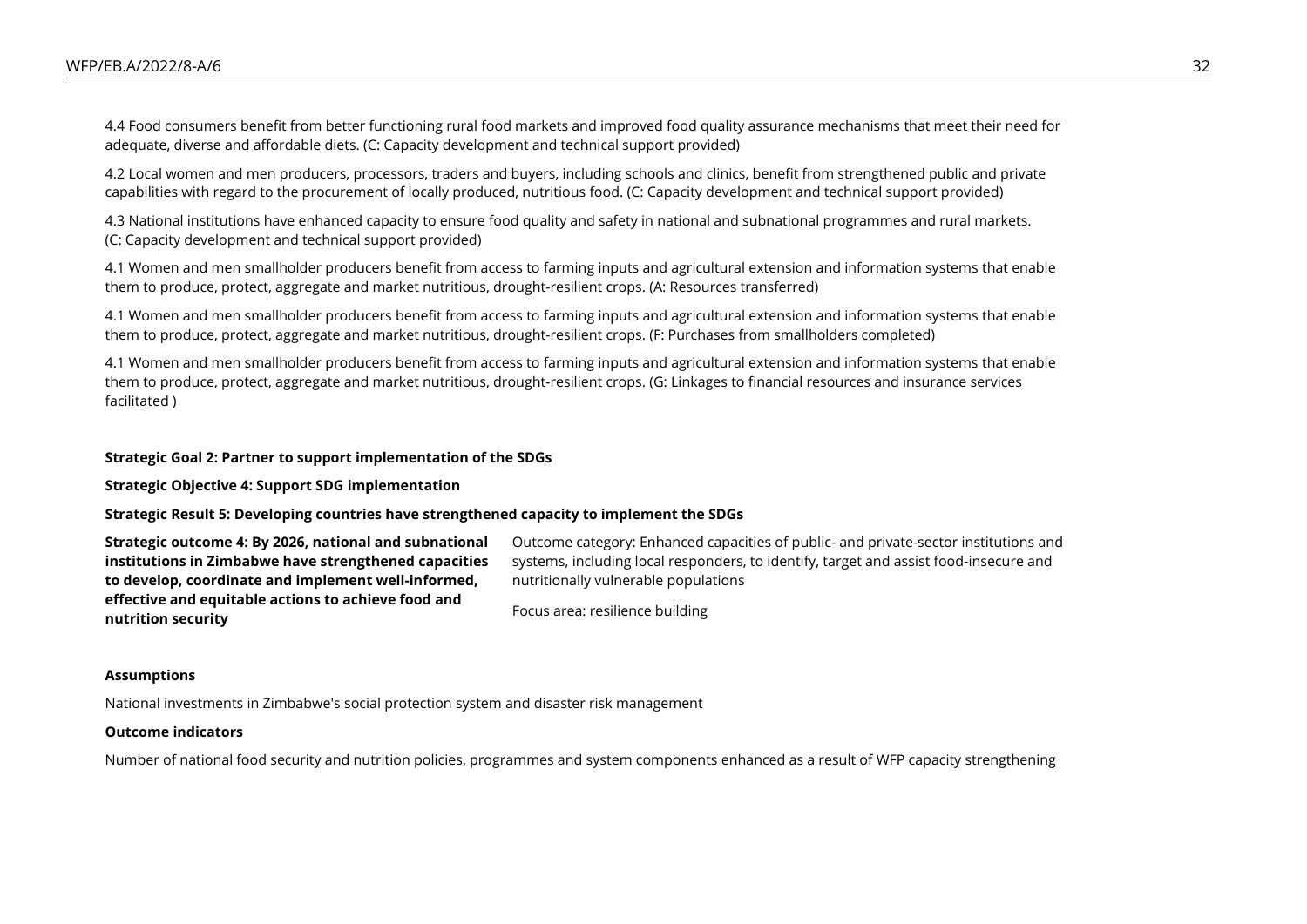4.4 Food consumers benefit from better functioning rural food markets and improved food quality assurance mechanisms that meet their need for adequate, diverse and affordable diets. (C: Capacity development and technical support provided)

4.2 Local women and men producers, processors, traders and buyers, including schools and clinics, benefit from strengthened public and private capabilities with regard to the procurement of locally produced, nutritious food. (C: Capacity development and technical support provided)

4.3 National institutions have enhanced capacity to ensure food quality and safety in national and subnational programmes and rural markets. (C: Capacity development and technical support provided)

4.1 Women and men smallholder producers benefit from access to farming inputs and agricultural extension and information systems that enable them to produce, protect, aggregate and market nutritious, drought-resilient crops. (A: Resources transferred)

4.1 Women and men smallholder producers benefit from access to farming inputs and agricultural extension and information systems that enable them to produce, protect, aggregate and market nutritious, drought-resilient crops. (F: Purchases from smallholders completed)

4.1 Women and men smallholder producers benefit from access to farming inputs and agricultural extension and information systems that enable them to produce, protect, aggregate and market nutritious, drought-resilient crops. (G: Linkages to financial resources and insurance services facilitated )

**Strategic Goal 2: Partner to support implementation of the SDGs**

**Strategic Objective 4: Support SDG implementation**

**Strategic Result 5: Developing countries have strengthened capacity to implement the SDGs**

| | |
|---|---|
| **Strategic outcome 4: By 2026, national and subnational institutions in Zimbabwe have strengthened capacities to develop, coordinate and implement well-informed, effective and equitable actions to achieve food and nutrition security** | Outcome category: Enhanced capacities of public- and private-sector institutions and systems, including local responders, to identify, target and assist food-insecure and nutritionally vulnerable populations<br><br>Focus area: resilience building |

**Assumptions**

National investments in Zimbabwe's social protection system and disaster risk management

**Outcome indicators**

Number of national food security and nutrition policies, programmes and system components enhanced as a result of WFP capacity strengthening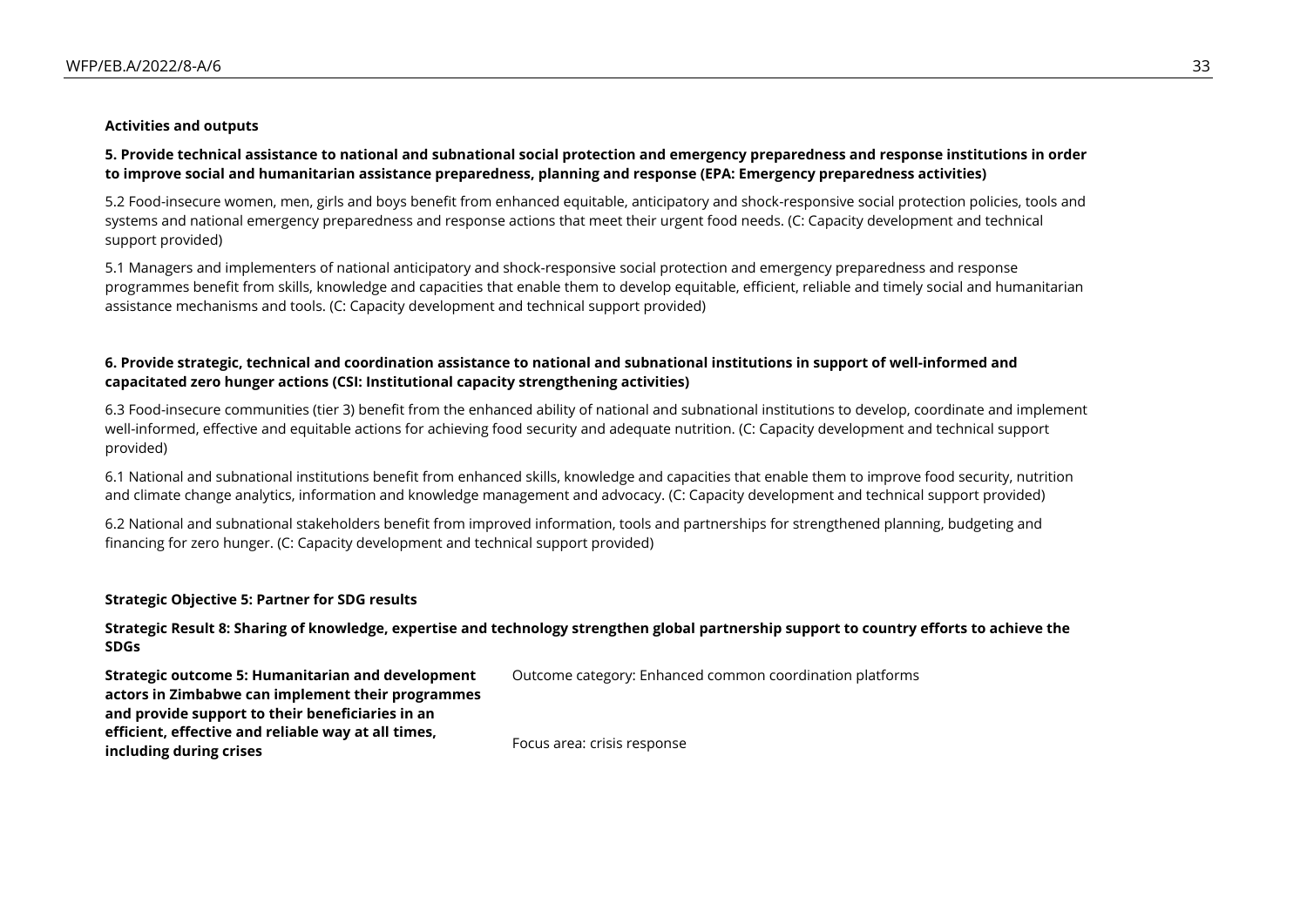**Activities and outputs**

**5. Provide technical assistance to national and subnational social protection and emergency preparedness and response institutions in order to improve social and humanitarian assistance preparedness, planning and response (EPA: Emergency preparedness activities)**

5.2 Food-insecure women, men, girls and boys benefit from enhanced equitable, anticipatory and shock-responsive social protection policies, tools and systems and national emergency preparedness and response actions that meet their urgent food needs. (C: Capacity development and technical support provided)

5.1 Managers and implementers of national anticipatory and shock-responsive social protection and emergency preparedness and response programmes benefit from skills, knowledge and capacities that enable them to develop equitable, efficient, reliable and timely social and humanitarian assistance mechanisms and tools. (C: Capacity development and technical support provided)

**6. Provide strategic, technical and coordination assistance to national and subnational institutions in support of well-informed and capacitated zero hunger actions (CSI: Institutional capacity strengthening activities)**

6.3 Food-insecure communities (tier 3) benefit from the enhanced ability of national and subnational institutions to develop, coordinate and implement well-informed, effective and equitable actions for achieving food security and adequate nutrition. (C: Capacity development and technical support provided)

6.1 National and subnational institutions benefit from enhanced skills, knowledge and capacities that enable them to improve food security, nutrition and climate change analytics, information and knowledge management and advocacy. (C: Capacity development and technical support provided)

6.2 National and subnational stakeholders benefit from improved information, tools and partnerships for strengthened planning, budgeting and financing for zero hunger. (C: Capacity development and technical support provided)

**Strategic Objective 5: Partner for SDG results**

**Strategic Result 8: Sharing of knowledge, expertise and technology strengthen global partnership support to country efforts to achieve the SDGs**

| | |
|---|---|
| **Strategic outcome 5: Humanitarian and development actors in Zimbabwe can implement their programmes and provide support to their beneficiaries in an efficient, effective and reliable way at all times, including during crises** | Outcome category: Enhanced common coordination platforms<br><br>Focus area: crisis response |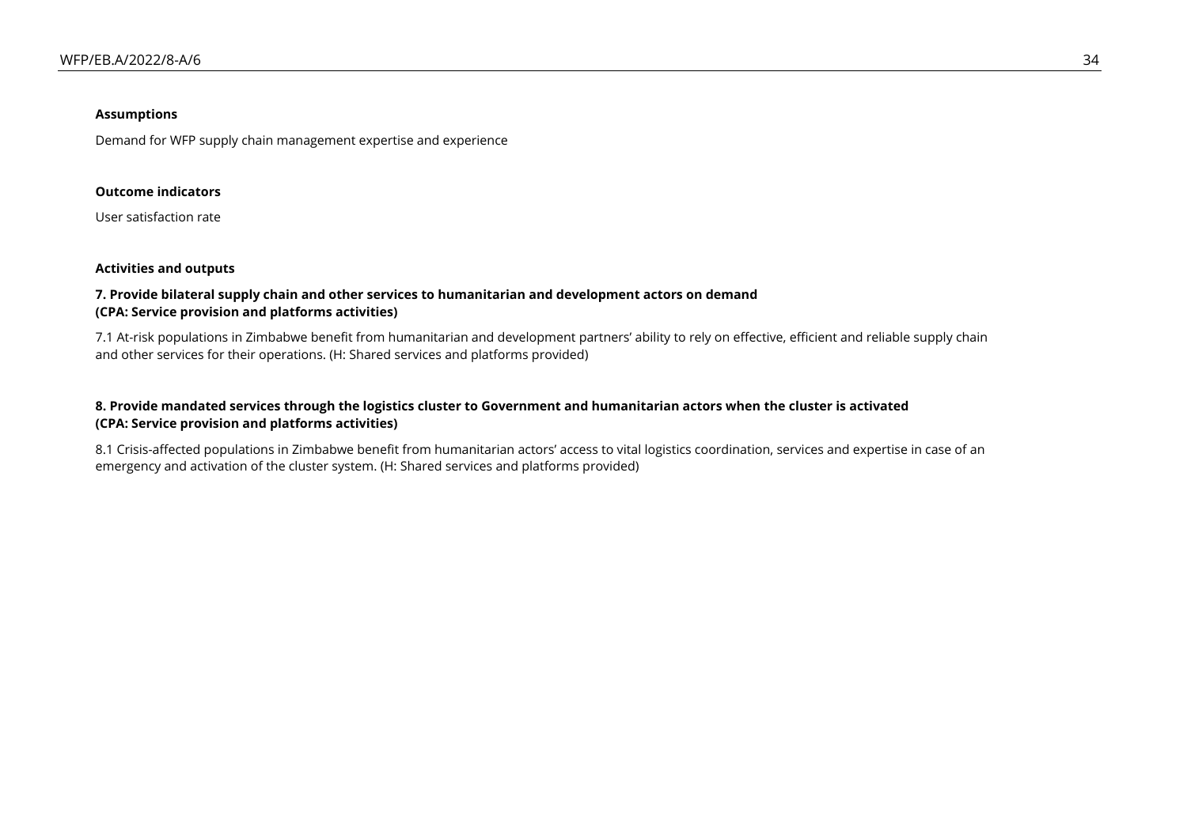**Assumptions**

Demand for WFP supply chain management expertise and experience

**Outcome indicators**

User satisfaction rate

**Activities and outputs**

**7. Provide bilateral supply chain and other services to humanitarian and development actors on demand (CPA: Service provision and platforms activities)**

7.1 At-risk populations in Zimbabwe benefit from humanitarian and development partners' ability to rely on effective, efficient and reliable supply chain and other services for their operations. (H: Shared services and platforms provided)

**8. Provide mandated services through the logistics cluster to Government and humanitarian actors when the cluster is activated (CPA: Service provision and platforms activities)**

8.1 Crisis-affected populations in Zimbabwe benefit from humanitarian actors' access to vital logistics coordination, services and expertise in case of an emergency and activation of the cluster system. (H: Shared services and platforms provided)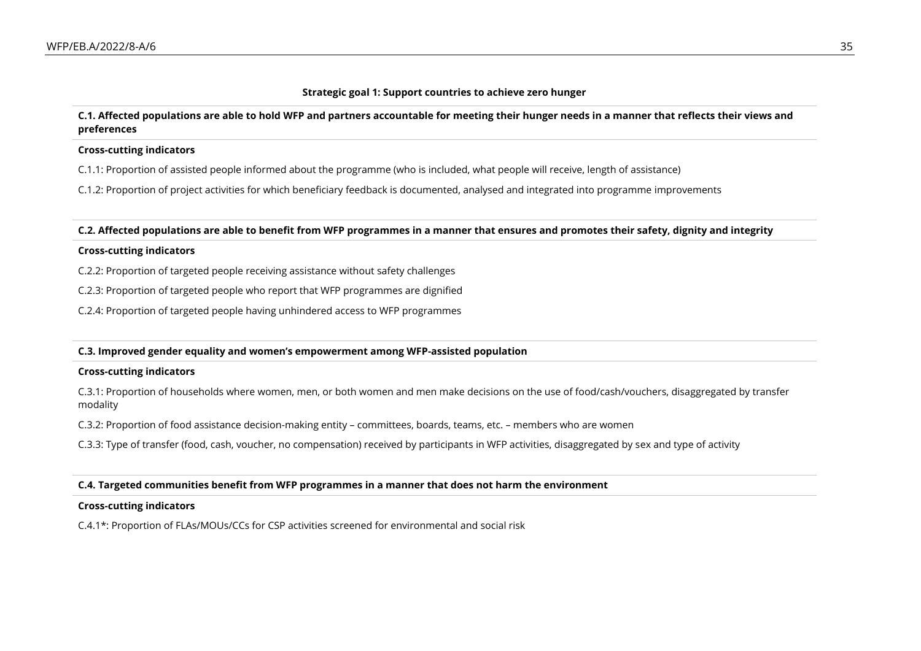**Strategic goal 1: Support countries to achieve zero hunger**

**C.1. Affected populations are able to hold WFP and partners accountable for meeting their hunger needs in a manner that reflects their views and preferences**

**Cross-cutting indicators**

C.1.1: Proportion of assisted people informed about the programme (who is included, what people will receive, length of assistance)

C.1.2: Proportion of project activities for which beneficiary feedback is documented, analysed and integrated into programme improvements

**C.2. Affected populations are able to benefit from WFP programmes in a manner that ensures and promotes their safety, dignity and integrity**

**Cross-cutting indicators**

C.2.2: Proportion of targeted people receiving assistance without safety challenges

C.2.3: Proportion of targeted people who report that WFP programmes are dignified

C.2.4: Proportion of targeted people having unhindered access to WFP programmes

**C.3. Improved gender equality and women's empowerment among WFP-assisted population**

**Cross-cutting indicators**

C.3.1: Proportion of households where women, men, or both women and men make decisions on the use of food/cash/vouchers, disaggregated by transfer modality

C.3.2: Proportion of food assistance decision-making entity – committees, boards, teams, etc. – members who are women

C.3.3: Type of transfer (food, cash, voucher, no compensation) received by participants in WFP activities, disaggregated by sex and type of activity

**C.4. Targeted communities benefit from WFP programmes in a manner that does not harm the environment**

**Cross-cutting indicators**

C.4.1*: Proportion of FLAs/MOUs/CCs for CSP activities screened for environmental and social risk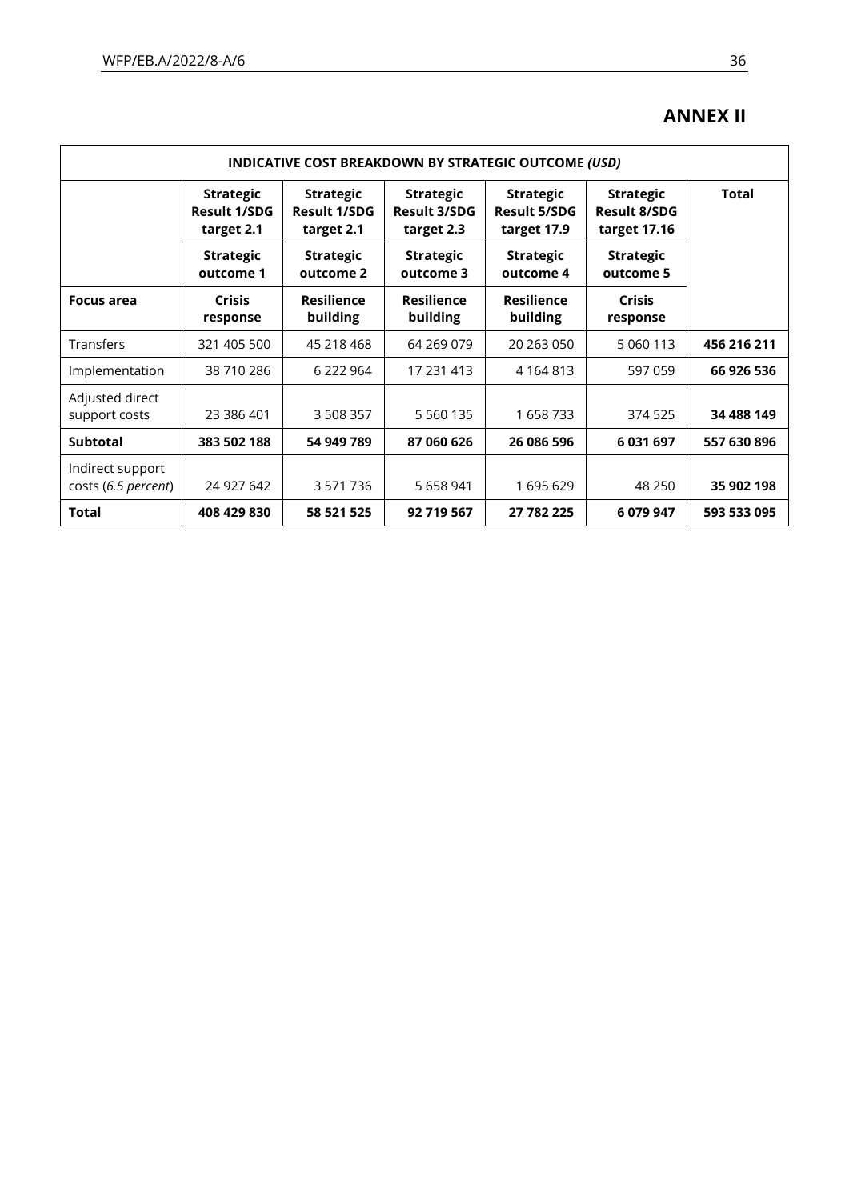# ANNEX II

| INDICATIVE COST BREAKDOWN BY STRATEGIC OUTCOME *(USD)* | | | | | | |
|---|---|---|---|---|---|---|
| | **Strategic Result 1/SDG target 2.1** | **Strategic Result 1/SDG target 2.1** | **Strategic Result 3/SDG target 2.3** | **Strategic Result 5/SDG target 17.9** | **Strategic Result 8/SDG target 17.16** | **Total** |
| | **Strategic outcome 1** | **Strategic outcome 2** | **Strategic outcome 3** | **Strategic outcome 4** | **Strategic outcome 5** | |
| **Focus area** | **Crisis response** | **Resilience building** | **Resilience building** | **Resilience building** | **Crisis response** | |
| Transfers | 321 405 500 | 45 218 468 | 64 269 079 | 20 263 050 | 5 060 113 | **456 216 211** |
| Implementation | 38 710 286 | 6 222 964 | 17 231 413 | 4 164 813 | 597 059 | **66 926 536** |
| Adjusted direct support costs | 23 386 401 | 3 508 357 | 5 560 135 | 1 658 733 | 374 525 | **34 488 149** |
| **Subtotal** | **383 502 188** | **54 949 789** | **87 060 626** | **26 086 596** | **6 031 697** | **557 630 896** |
| Indirect support costs (*6.5 percent*) | 24 927 642 | 3 571 736 | 5 658 941 | 1 695 629 | 48 250 | **35 902 198** |
| **Total** | **408 429 830** | **58 521 525** | **92 719 567** | **27 782 225** | **6 079 947** | **593 533 095** |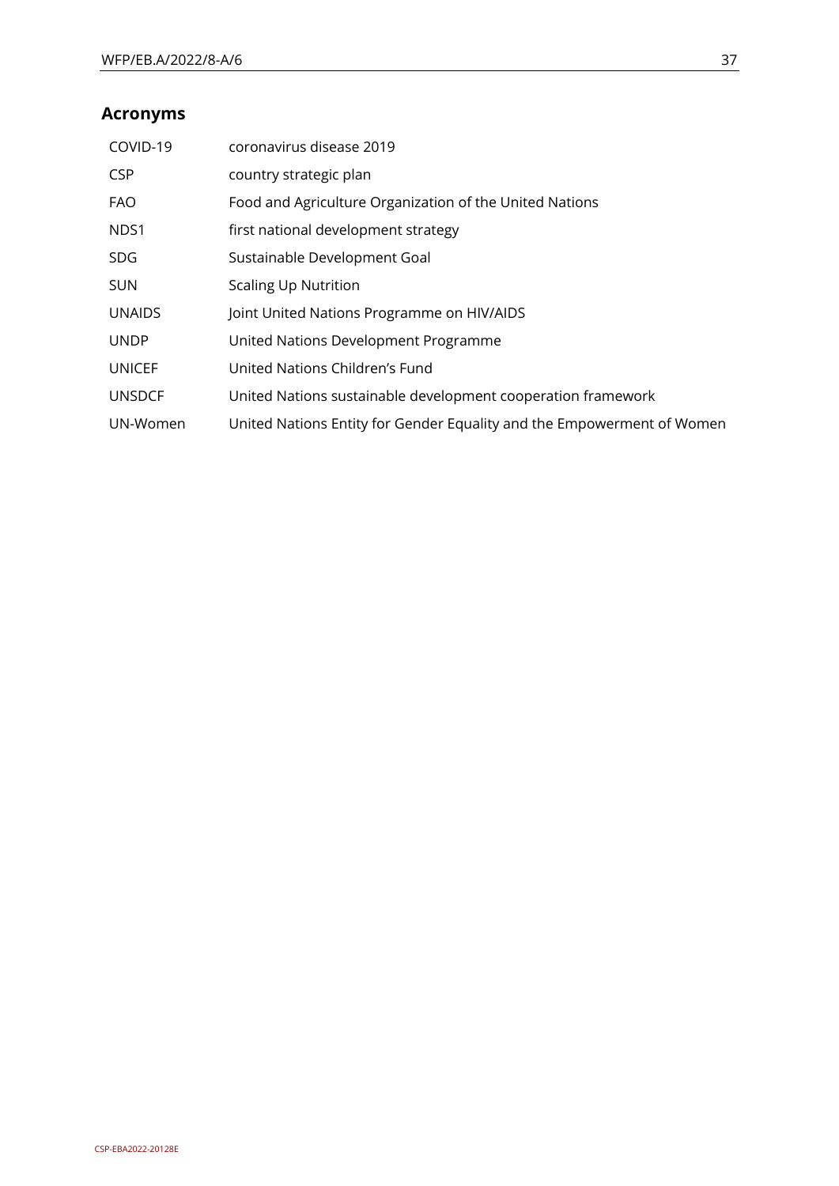## Acronyms

| | |
|---|---|
| COVID-19 | coronavirus disease 2019 |
| CSP | country strategic plan |
| FAO | Food and Agriculture Organization of the United Nations |
| NDS1 | first national development strategy |
| SDG | Sustainable Development Goal |
| SUN | Scaling Up Nutrition |
| UNAIDS | Joint United Nations Programme on HIV/AIDS |
| UNDP | United Nations Development Programme |
| UNICEF | United Nations Children's Fund |
| UNSDCF | United Nations sustainable development cooperation framework |
| UN-Women | United Nations Entity for Gender Equality and the Empowerment of Women |

CSP-EBA2022-20128E